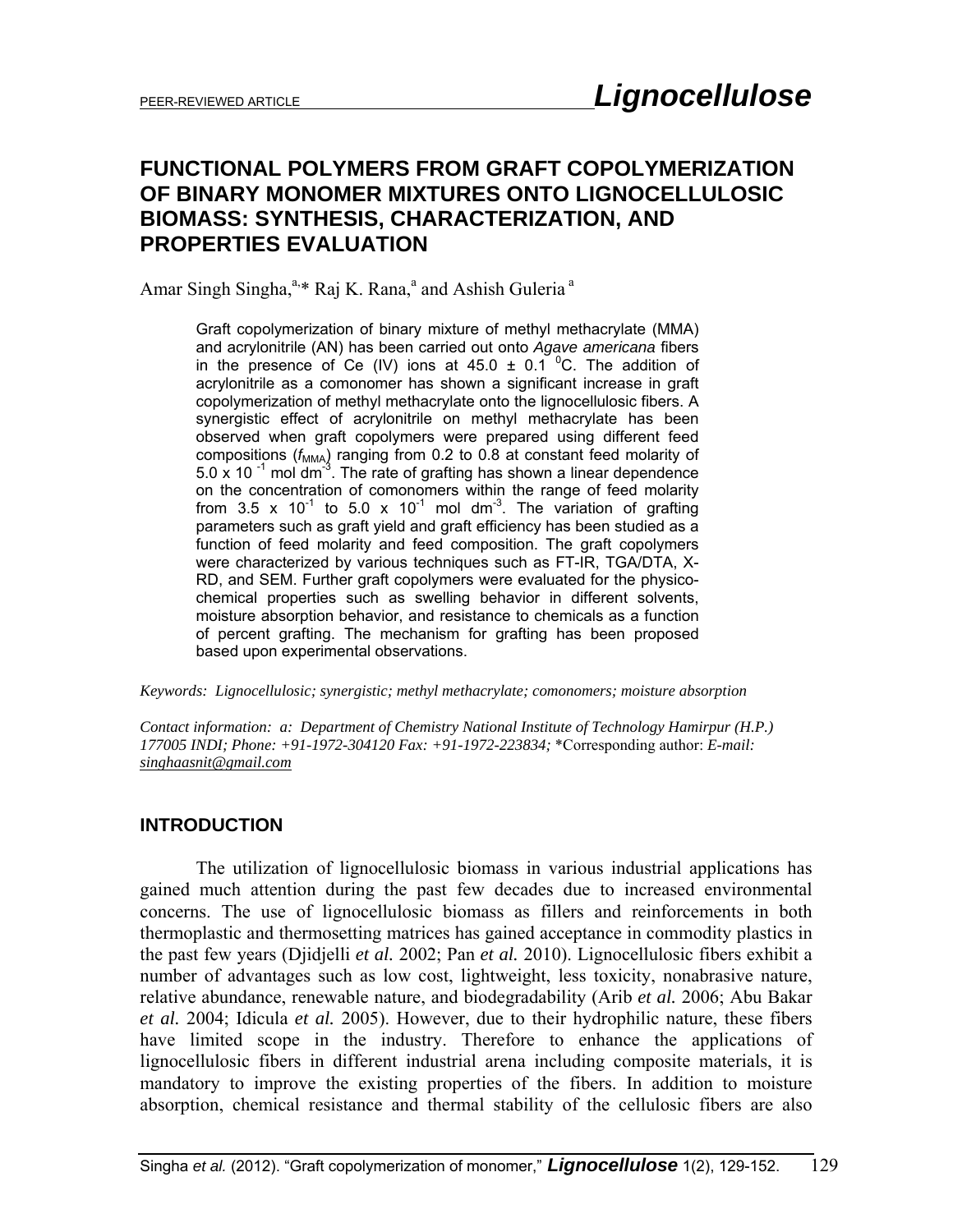# FUNCTIONAL POLYMERS FROM GRAFT COPOLYMERIZATION OF BINARY MONOMER MIXTURES ONTO LIGNOCELLULOSIC BIOMASS: SYNTHESIS, CHARACTERIZATION, AND PROPERTIES EVALUATION

Amar Singh Singha,[a,]* Raj K. Rana,[a] and Ashish Guleria [a]

Graft copolymerization of binary mixture of methyl methacrylate (MMA) and acrylonitrile (AN) has been carried out onto *Agave americana* fibers in the presence of Ce (IV) ions at 45.0 ± 0.1 $^0$C. The addition of acrylonitrile as a comonomer has shown a significant increase in graft copolymerization of methyl methacrylate onto the lignocellulosic fibers. A synergistic effect of acrylonitrile on methyl methacrylate has been observed when graft copolymers were prepared using different feed compositions ($f_{MMA}$) ranging from 0.2 to 0.8 at constant feed molarity of 5.0 x 10 $^{-1}$ mol dm$^{-3}$. The rate of grafting has shown a linear dependence on the concentration of comonomers within the range of feed molarity from 3.5 x 10$^{-1}$ to 5.0 x 10$^{-1}$ mol dm$^{-3}$. The variation of grafting parameters such as graft yield and graft efficiency has been studied as a function of feed molarity and feed composition. The graft copolymers were characterized by various techniques such as FT-IR, TGA/DTA, X-RD, and SEM. Further graft copolymers were evaluated for the physico-chemical properties such as swelling behavior in different solvents, moisture absorption behavior, and resistance to chemicals as a function of percent grafting. The mechanism for grafting has been proposed based upon experimental observations.

*Keywords: Lignocellulosic; synergistic; methyl methacrylate; comonomers; moisture absorption*

*Contact information: a: Department of Chemistry National Institute of Technology Hamirpur (H.P.) 177005 INDI; Phone: +91-1972-304120 Fax: +91-1972-223834;* *Corresponding author: *E-mail: singhaasnit@gmail.com*

## INTRODUCTION

The utilization of lignocellulosic biomass in various industrial applications has gained much attention during the past few decades due to increased environmental concerns. The use of lignocellulosic biomass as fillers and reinforcements in both thermoplastic and thermosetting matrices has gained acceptance in commodity plastics in the past few years (Djidjelli *et al.* 2002; Pan *et al.* 2010). Lignocellulosic fibers exhibit a number of advantages such as low cost, lightweight, less toxicity, nonabrasive nature, relative abundance, renewable nature, and biodegradability (Arib *et al.* 2006; Abu Bakar *et al.* 2004; Idicula *et al.* 2005). However, due to their hydrophilic nature, these fibers have limited scope in the industry. Therefore to enhance the applications of lignocellulosic fibers in different industrial arena including composite materials, it is mandatory to improve the existing properties of the fibers. In addition to moisture absorption, chemical resistance and thermal stability of the cellulosic fibers are also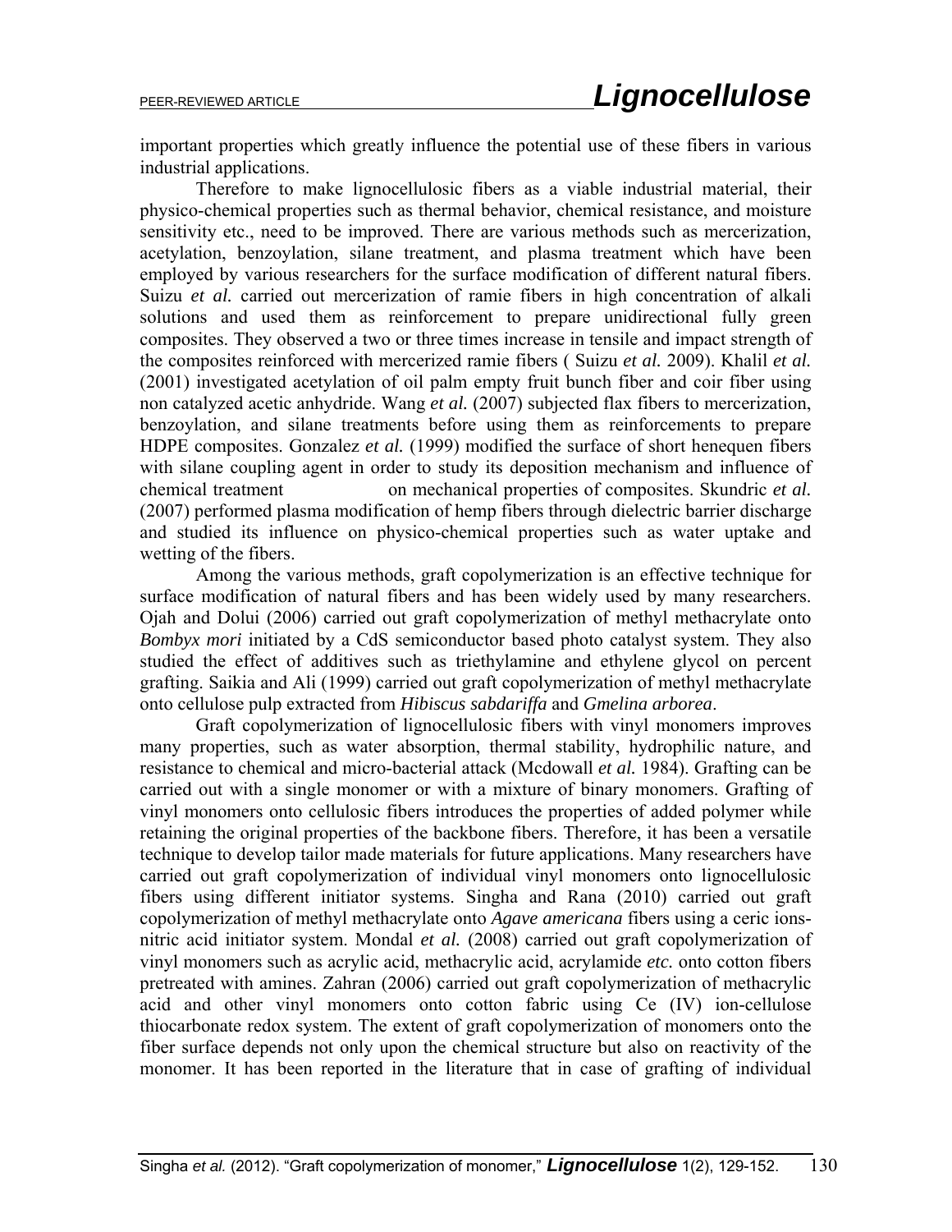important properties which greatly influence the potential use of these fibers in various industrial applications.

Therefore to make lignocellulosic fibers as a viable industrial material, their physico-chemical properties such as thermal behavior, chemical resistance, and moisture sensitivity etc., need to be improved. There are various methods such as mercerization, acetylation, benzoylation, silane treatment, and plasma treatment which have been employed by various researchers for the surface modification of different natural fibers. Suizu *et al.* carried out mercerization of ramie fibers in high concentration of alkali solutions and used them as reinforcement to prepare unidirectional fully green composites. They observed a two or three times increase in tensile and impact strength of the composites reinforced with mercerized ramie fibers ( Suizu *et al.* 2009). Khalil *et al.* (2001) investigated acetylation of oil palm empty fruit bunch fiber and coir fiber using non catalyzed acetic anhydride. Wang *et al.* (2007) subjected flax fibers to mercerization, benzoylation, and silane treatments before using them as reinforcements to prepare HDPE composites. Gonzalez *et al.* (1999) modified the surface of short henequen fibers with silane coupling agent in order to study its deposition mechanism and influence of chemical treatment on mechanical properties of composites. Skundric *et al.* (2007) performed plasma modification of hemp fibers through dielectric barrier discharge and studied its influence on physico-chemical properties such as water uptake and wetting of the fibers.

Among the various methods, graft copolymerization is an effective technique for surface modification of natural fibers and has been widely used by many researchers. Ojah and Dolui (2006) carried out graft copolymerization of methyl methacrylate onto *Bombyx mori* initiated by a CdS semiconductor based photo catalyst system. They also studied the effect of additives such as triethylamine and ethylene glycol on percent grafting. Saikia and Ali (1999) carried out graft copolymerization of methyl methacrylate onto cellulose pulp extracted from *Hibiscus sabdariffa* and *Gmelina arborea*.

Graft copolymerization of lignocellulosic fibers with vinyl monomers improves many properties, such as water absorption, thermal stability, hydrophilic nature, and resistance to chemical and micro-bacterial attack (Mcdowall *et al.* 1984). Grafting can be carried out with a single monomer or with a mixture of binary monomers. Grafting of vinyl monomers onto cellulosic fibers introduces the properties of added polymer while retaining the original properties of the backbone fibers. Therefore, it has been a versatile technique to develop tailor made materials for future applications. Many researchers have carried out graft copolymerization of individual vinyl monomers onto lignocellulosic fibers using different initiator systems. Singha and Rana (2010) carried out graft copolymerization of methyl methacrylate onto *Agave americana* fibers using a ceric ions-nitric acid initiator system. Mondal *et al.* (2008) carried out graft copolymerization of vinyl monomers such as acrylic acid, methacrylic acid, acrylamide *etc.* onto cotton fibers pretreated with amines. Zahran (2006) carried out graft copolymerization of methacrylic acid and other vinyl monomers onto cotton fabric using Ce (IV) ion-cellulose thiocarbonate redox system. The extent of graft copolymerization of monomers onto the fiber surface depends not only upon the chemical structure but also on reactivity of the monomer. It has been reported in the literature that in case of grafting of individual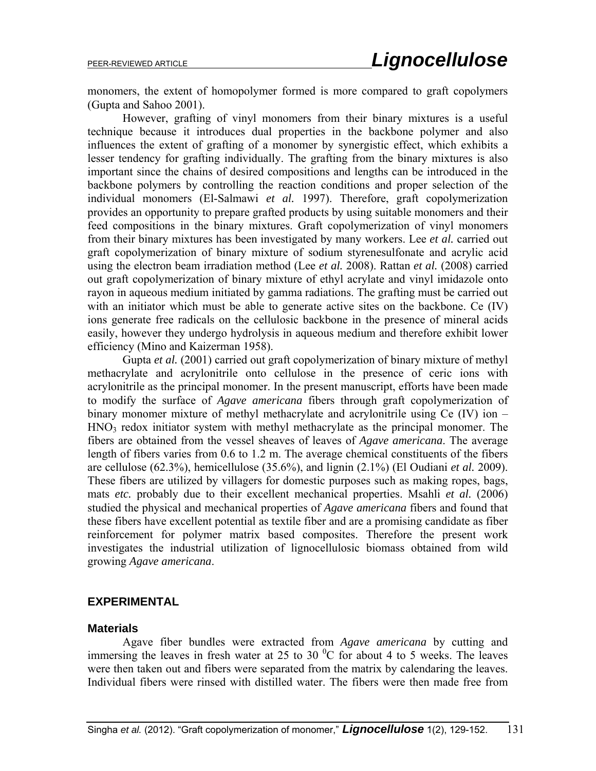monomers, the extent of homopolymer formed is more compared to graft copolymers (Gupta and Sahoo 2001).

However, grafting of vinyl monomers from their binary mixtures is a useful technique because it introduces dual properties in the backbone polymer and also influences the extent of grafting of a monomer by synergistic effect, which exhibits a lesser tendency for grafting individually. The grafting from the binary mixtures is also important since the chains of desired compositions and lengths can be introduced in the backbone polymers by controlling the reaction conditions and proper selection of the individual monomers (El-Salmawi *et al.* 1997). Therefore, graft copolymerization provides an opportunity to prepare grafted products by using suitable monomers and their feed compositions in the binary mixtures. Graft copolymerization of vinyl monomers from their binary mixtures has been investigated by many workers. Lee *et al.* carried out graft copolymerization of binary mixture of sodium styrenesulfonate and acrylic acid using the electron beam irradiation method (Lee *et al.* 2008). Rattan *et al.* (2008) carried out graft copolymerization of binary mixture of ethyl acrylate and vinyl imidazole onto rayon in aqueous medium initiated by gamma radiations. The grafting must be carried out with an initiator which must be able to generate active sites on the backbone. Ce (IV) ions generate free radicals on the cellulosic backbone in the presence of mineral acids easily, however they undergo hydrolysis in aqueous medium and therefore exhibit lower efficiency (Mino and Kaizerman 1958).

Gupta *et al.* (2001) carried out graft copolymerization of binary mixture of methyl methacrylate and acrylonitrile onto cellulose in the presence of ceric ions with acrylonitrile as the principal monomer. In the present manuscript, efforts have been made to modify the surface of *Agave americana* fibers through graft copolymerization of binary monomer mixture of methyl methacrylate and acrylonitrile using Ce (IV) ion – $HNO_3$ redox initiator system with methyl methacrylate as the principal monomer. The fibers are obtained from the vessel sheaves of leaves of *Agave americana*. The average length of fibers varies from 0.6 to 1.2 m. The average chemical constituents of the fibers are cellulose (62.3%), hemicellulose (35.6%), and lignin (2.1%) (El Oudiani *et al.* 2009). These fibers are utilized by villagers for domestic purposes such as making ropes, bags, mats *etc.* probably due to their excellent mechanical properties. Msahli *et al.* (2006) studied the physical and mechanical properties of *Agave americana* fibers and found that these fibers have excellent potential as textile fiber and are a promising candidate as fiber reinforcement for polymer matrix based composites. Therefore the present work investigates the industrial utilization of lignocellulosic biomass obtained from wild growing *Agave americana*.

## EXPERIMENTAL

### Materials

Agave fiber bundles were extracted from *Agave americana* by cutting and immersing the leaves in fresh water at 25 to 30 $^0$C for about 4 to 5 weeks. The leaves were then taken out and fibers were separated from the matrix by calendaring the leaves. Individual fibers were rinsed with distilled water. The fibers were then made free from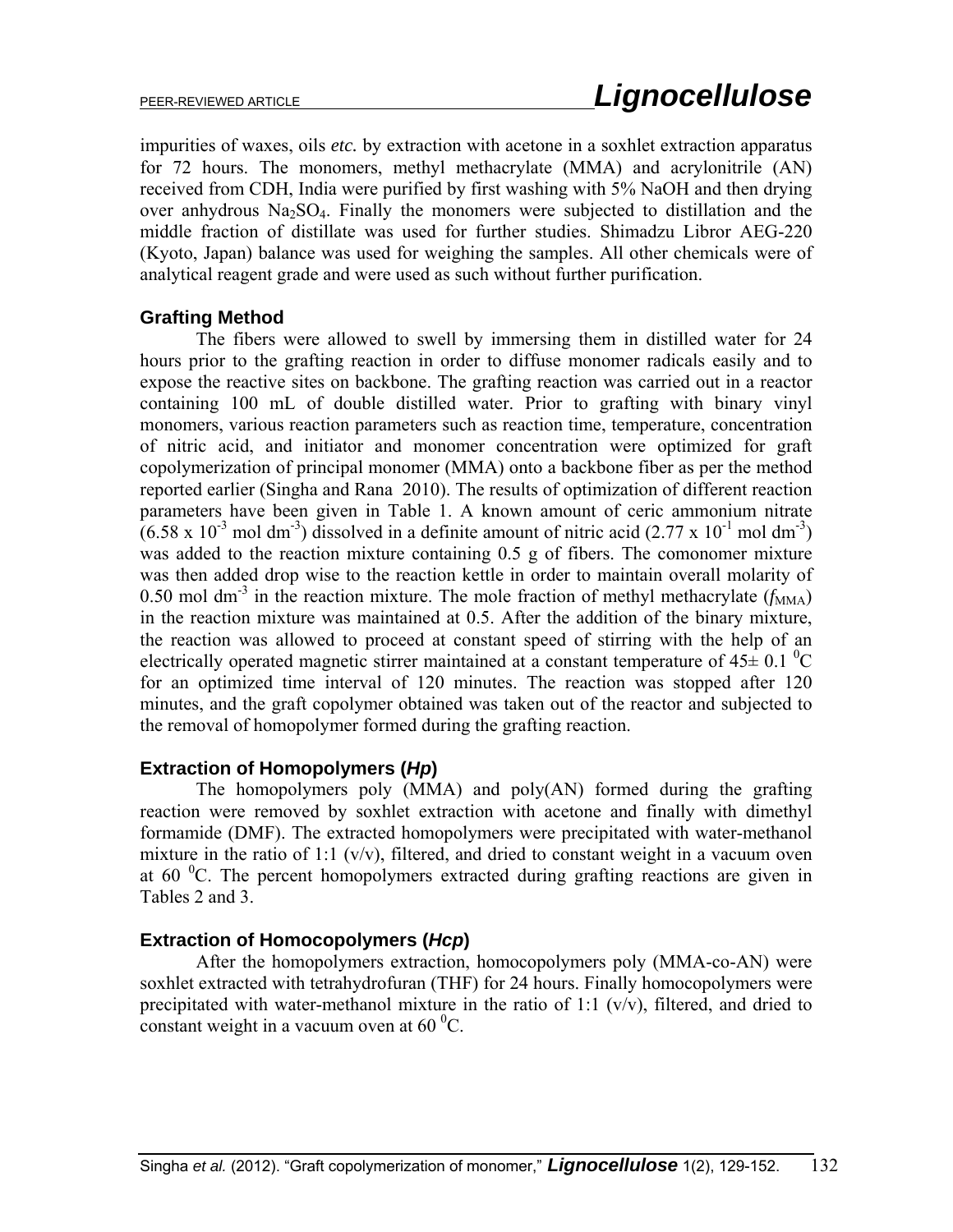impurities of waxes, oils *etc.* by extraction with acetone in a soxhlet extraction apparatus for 72 hours. The monomers, methyl methacrylate (MMA) and acrylonitrile (AN) received from CDH, India were purified by first washing with 5% NaOH and then drying over anhydrous $Na_2SO_4$. Finally the monomers were subjected to distillation and the middle fraction of distillate was used for further studies. Shimadzu Libror AEG-220 (Kyoto, Japan) balance was used for weighing the samples. All other chemicals were of analytical reagent grade and were used as such without further purification.

### Grafting Method

The fibers were allowed to swell by immersing them in distilled water for 24 hours prior to the grafting reaction in order to diffuse monomer radicals easily and to expose the reactive sites on backbone. The grafting reaction was carried out in a reactor containing 100 mL of double distilled water. Prior to grafting with binary vinyl monomers, various reaction parameters such as reaction time, temperature, concentration of nitric acid, and initiator and monomer concentration were optimized for graft copolymerization of principal monomer (MMA) onto a backbone fiber as per the method reported earlier (Singha and Rana 2010). The results of optimization of different reaction parameters have been given in Table 1. A known amount of ceric ammonium nitrate ($6.58 \times 10^{-3}$ mol dm$^{-3}$) dissolved in a definite amount of nitric acid ($2.77 \times 10^{-1}$ mol dm$^{-3}$) was added to the reaction mixture containing 0.5 g of fibers. The comonomer mixture was then added drop wise to the reaction kettle in order to maintain overall molarity of 0.50 mol dm$^{-3}$ in the reaction mixture. The mole fraction of methyl methacrylate ($f_{MMA}$) in the reaction mixture was maintained at 0.5. After the addition of the binary mixture, the reaction was allowed to proceed at constant speed of stirring with the help of an electrically operated magnetic stirrer maintained at a constant temperature of $45 \pm 0.1$ $^0$C for an optimized time interval of 120 minutes. The reaction was stopped after 120 minutes, and the graft copolymer obtained was taken out of the reactor and subjected to the removal of homopolymer formed during the grafting reaction.

### Extraction of Homopolymers (*Hp*)

The homopolymers poly (MMA) and poly(AN) formed during the grafting reaction were removed by soxhlet extraction with acetone and finally with dimethyl formamide (DMF). The extracted homopolymers were precipitated with water-methanol mixture in the ratio of 1:1 (v/v), filtered, and dried to constant weight in a vacuum oven at 60 $^0$C. The percent homopolymers extracted during grafting reactions are given in Tables 2 and 3.

### Extraction of Homocopolymers (*Hcp*)

After the homopolymers extraction, homocopolymers poly (MMA-co-AN) were soxhlet extracted with tetrahydrofuran (THF) for 24 hours. Finally homocopolymers were precipitated with water-methanol mixture in the ratio of 1:1 (v/v), filtered, and dried to constant weight in a vacuum oven at 60 $^0$C.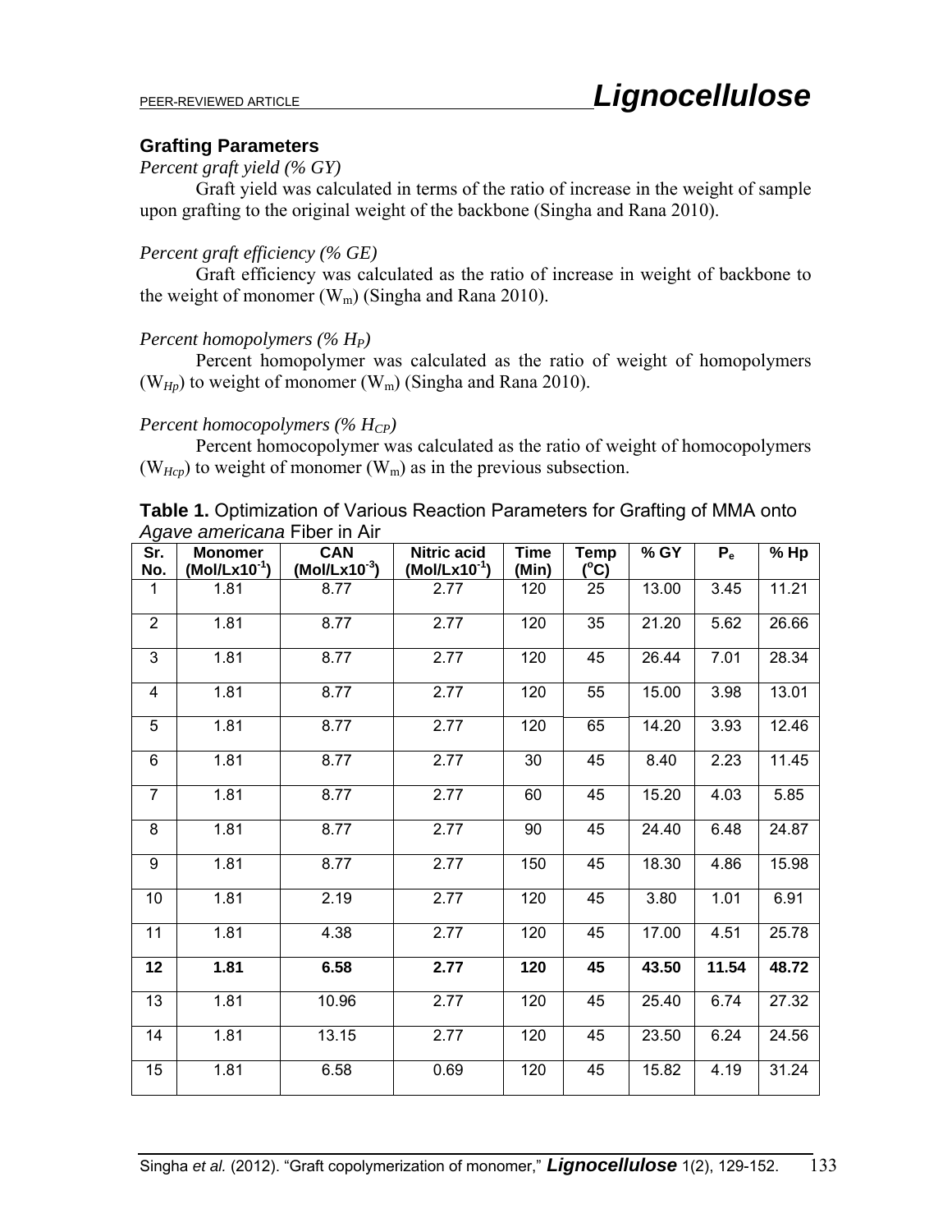### Grafting Parameters

*Percent graft yield (% GY)*

Graft yield was calculated in terms of the ratio of increase in the weight of sample upon grafting to the original weight of the backbone (Singha and Rana 2010).

*Percent graft efficiency (% GE)*

Graft efficiency was calculated as the ratio of increase in weight of backbone to the weight of monomer ($W_m$) (Singha and Rana 2010).

*Percent homopolymers (% $H_P$)*

Percent homopolymer was calculated as the ratio of weight of homopolymers ($W_{Hp}$) to weight of monomer ($W_m$) (Singha and Rana 2010).

*Percent homocopolymers (% $H_{CP}$)*

Percent homocopolymer was calculated as the ratio of weight of homocopolymers ($W_{Hcp}$) to weight of monomer ($W_m$) as in the previous subsection.

**Table 1.** Optimization of Various Reaction Parameters for Grafting of MMA onto *Agave americana* Fiber in Air

| Sr. No. | Monomer (Mol/Lx$10^{-1}$) | CAN (Mol/Lx$10^{-3}$) | Nitric acid (Mol/Lx$10^{-1}$) | Time (Min) | Temp (°C) | % GY | $P_e$ | % Hp |
|---|---|---|---|---|---|---|---|---|
| 1 | 1.81 | 8.77 | 2.77 | 120 | 25 | 13.00 | 3.45 | 11.21 |
| 2 | 1.81 | 8.77 | 2.77 | 120 | 35 | 21.20 | 5.62 | 26.66 |
| 3 | 1.81 | 8.77 | 2.77 | 120 | 45 | 26.44 | 7.01 | 28.34 |
| 4 | 1.81 | 8.77 | 2.77 | 120 | 55 | 15.00 | 3.98 | 13.01 |
| 5 | 1.81 | 8.77 | 2.77 | 120 | 65 | 14.20 | 3.93 | 12.46 |
| 6 | 1.81 | 8.77 | 2.77 | 30 | 45 | 8.40 | 2.23 | 11.45 |
| 7 | 1.81 | 8.77 | 2.77 | 60 | 45 | 15.20 | 4.03 | 5.85 |
| 8 | 1.81 | 8.77 | 2.77 | 90 | 45 | 24.40 | 6.48 | 24.87 |
| 9 | 1.81 | 8.77 | 2.77 | 150 | 45 | 18.30 | 4.86 | 15.98 |
| 10 | 1.81 | 2.19 | 2.77 | 120 | 45 | 3.80 | 1.01 | 6.91 |
| 11 | 1.81 | 4.38 | 2.77 | 120 | 45 | 17.00 | 4.51 | 25.78 |
| **12** | **1.81** | **6.58** | **2.77** | **120** | **45** | **43.50** | **11.54** | **48.72** |
| 13 | 1.81 | 10.96 | 2.77 | 120 | 45 | 25.40 | 6.74 | 27.32 |
| 14 | 1.81 | 13.15 | 2.77 | 120 | 45 | 23.50 | 6.24 | 24.56 |
| 15 | 1.81 | 6.58 | 0.69 | 120 | 45 | 15.82 | 4.19 | 31.24 |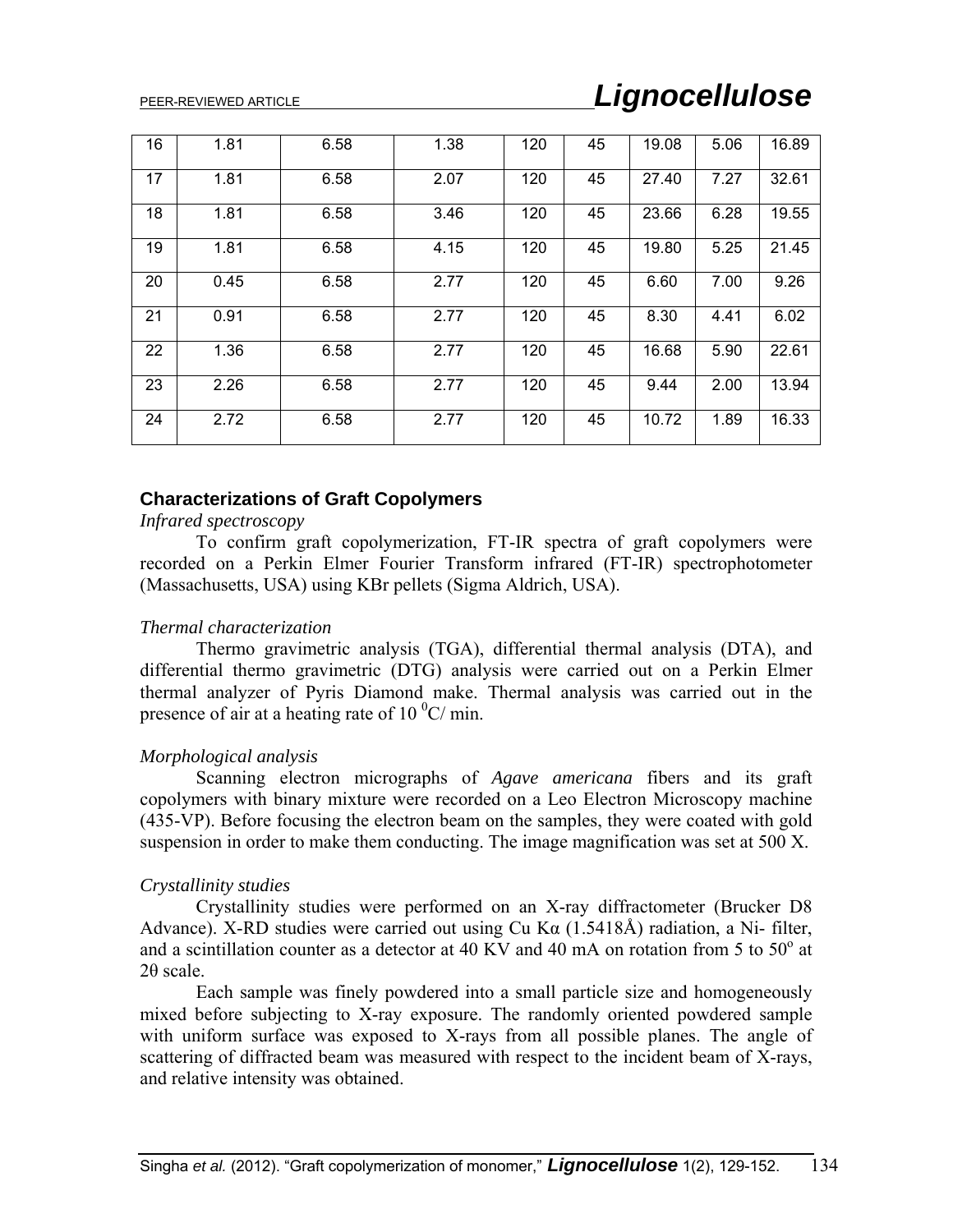| 16 | 1.81 | 6.58 | 1.38 | 120 | 45 | 19.08 | 5.06 | 16.89 |
|---|---|---|---|---|---|---|---|---|
| 17 | 1.81 | 6.58 | 2.07 | 120 | 45 | 27.40 | 7.27 | 32.61 |
| 18 | 1.81 | 6.58 | 3.46 | 120 | 45 | 23.66 | 6.28 | 19.55 |
| 19 | 1.81 | 6.58 | 4.15 | 120 | 45 | 19.80 | 5.25 | 21.45 |
| 20 | 0.45 | 6.58 | 2.77 | 120 | 45 | 6.60 | 7.00 | 9.26 |
| 21 | 0.91 | 6.58 | 2.77 | 120 | 45 | 8.30 | 4.41 | 6.02 |
| 22 | 1.36 | 6.58 | 2.77 | 120 | 45 | 16.68 | 5.90 | 22.61 |
| 23 | 2.26 | 6.58 | 2.77 | 120 | 45 | 9.44 | 2.00 | 13.94 |
| 24 | 2.72 | 6.58 | 2.77 | 120 | 45 | 10.72 | 1.89 | 16.33 |

## Characterizations of Graft Copolymers

*Infrared spectroscopy*

To confirm graft copolymerization, FT-IR spectra of graft copolymers were recorded on a Perkin Elmer Fourier Transform infrared (FT-IR) spectrophotometer (Massachusetts, USA) using KBr pellets (Sigma Aldrich, USA).

*Thermal characterization*

Thermo gravimetric analysis (TGA), differential thermal analysis (DTA), and differential thermo gravimetric (DTG) analysis were carried out on a Perkin Elmer thermal analyzer of Pyris Diamond make. Thermal analysis was carried out in the presence of air at a heating rate of 10 $^0$C/ min.

*Morphological analysis*

Scanning electron micrographs of *Agave americana* fibers and its graft copolymers with binary mixture were recorded on a Leo Electron Microscopy machine (435-VP). Before focusing the electron beam on the samples, they were coated with gold suspension in order to make them conducting. The image magnification was set at 500 X.

*Crystallinity studies*

Crystallinity studies were performed on an X-ray diffractometer (Brucker D8 Advance). X-RD studies were carried out using Cu Kα (1.5418Å) radiation, a Ni- filter, and a scintillation counter as a detector at 40 KV and 40 mA on rotation from 5 to 50$^o$ at 2θ scale.

Each sample was finely powdered into a small particle size and homogeneously mixed before subjecting to X-ray exposure. The randomly oriented powdered sample with uniform surface was exposed to X-rays from all possible planes. The angle of scattering of diffracted beam was measured with respect to the incident beam of X-rays, and relative intensity was obtained.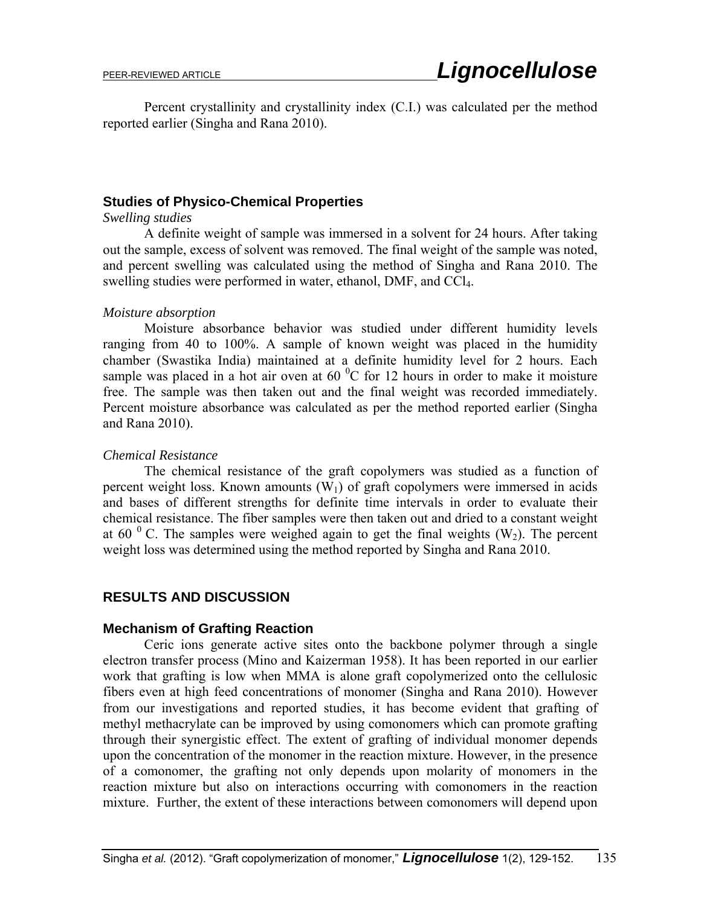Percent crystallinity and crystallinity index (C.I.) was calculated per the method reported earlier (Singha and Rana 2010).

## Studies of Physico-Chemical Properties

*Swelling studies*

A definite weight of sample was immersed in a solvent for 24 hours. After taking out the sample, excess of solvent was removed. The final weight of the sample was noted, and percent swelling was calculated using the method of Singha and Rana 2010. The swelling studies were performed in water, ethanol, DMF, and $CCl_4$.

*Moisture absorption*

Moisture absorbance behavior was studied under different humidity levels ranging from 40 to 100%. A sample of known weight was placed in the humidity chamber (Swastika India) maintained at a definite humidity level for 2 hours. Each sample was placed in a hot air oven at 60 $^0$C for 12 hours in order to make it moisture free. The sample was then taken out and the final weight was recorded immediately. Percent moisture absorbance was calculated as per the method reported earlier (Singha and Rana 2010).

*Chemical Resistance*

The chemical resistance of the graft copolymers was studied as a function of percent weight loss. Known amounts ($W_1$) of graft copolymers were immersed in acids and bases of different strengths for definite time intervals in order to evaluate their chemical resistance. The fiber samples were then taken out and dried to a constant weight at 60 $^0$ C. The samples were weighed again to get the final weights ($W_2$). The percent weight loss was determined using the method reported by Singha and Rana 2010.

# RESULTS AND DISCUSSION

## Mechanism of Grafting Reaction

Ceric ions generate active sites onto the backbone polymer through a single electron transfer process (Mino and Kaizerman 1958). It has been reported in our earlier work that grafting is low when MMA is alone graft copolymerized onto the cellulosic fibers even at high feed concentrations of monomer (Singha and Rana 2010). However from our investigations and reported studies, it has become evident that grafting of methyl methacrylate can be improved by using comonomers which can promote grafting through their synergistic effect. The extent of grafting of individual monomer depends upon the concentration of the monomer in the reaction mixture. However, in the presence of a comonomer, the grafting not only depends upon molarity of monomers in the reaction mixture but also on interactions occurring with comonomers in the reaction mixture. Further, the extent of these interactions between comonomers will depend upon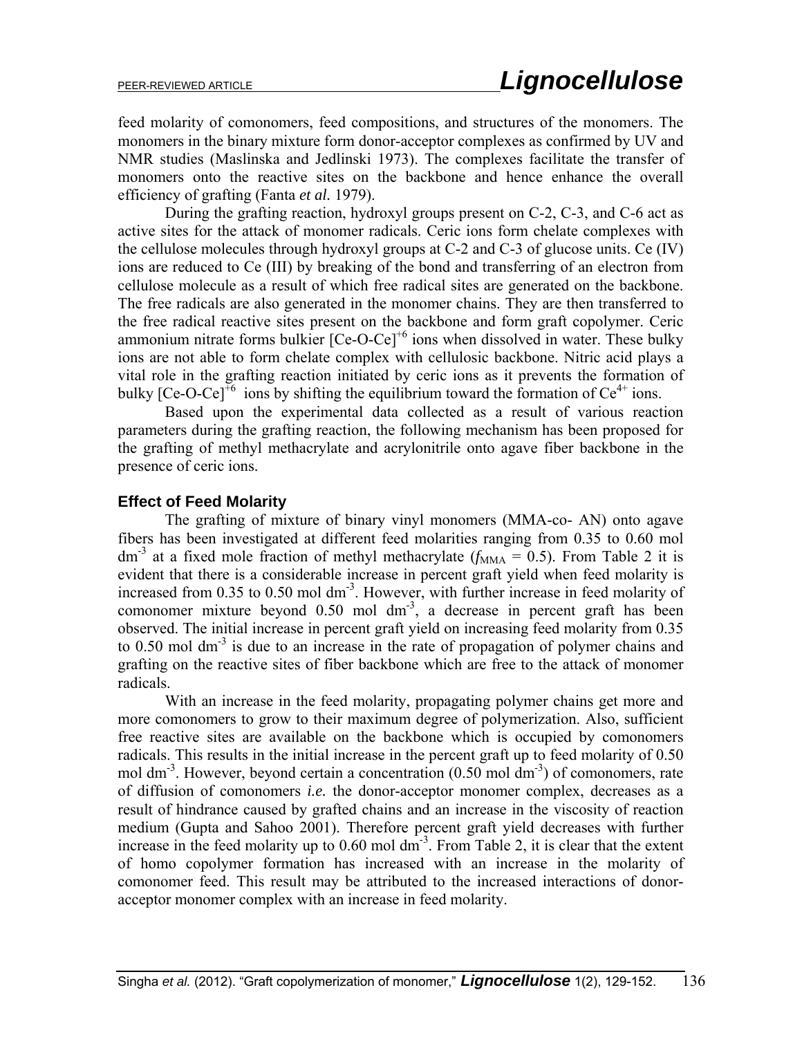feed molarity of comonomers, feed compositions, and structures of the monomers. The monomers in the binary mixture form donor-acceptor complexes as confirmed by UV and NMR studies (Maslinska and Jedlinski 1973). The complexes facilitate the transfer of monomers onto the reactive sites on the backbone and hence enhance the overall efficiency of grafting (Fanta *et al.* 1979).

During the grafting reaction, hydroxyl groups present on C-2, C-3, and C-6 act as active sites for the attack of monomer radicals. Ceric ions form chelate complexes with the cellulose molecules through hydroxyl groups at C-2 and C-3 of glucose units. Ce (IV) ions are reduced to Ce (III) by breaking of the bond and transferring of an electron from cellulose molecule as a result of which free radical sites are generated on the backbone. The free radicals are also generated in the monomer chains. They are then transferred to the free radical reactive sites present on the backbone and form graft copolymer. Ceric ammonium nitrate forms bulkier $[Ce\text{-}O\text{-}Ce]^{+6}$ ions when dissolved in water. These bulky ions are not able to form chelate complex with cellulosic backbone. Nitric acid plays a vital role in the grafting reaction initiated by ceric ions as it prevents the formation of bulky $[Ce\text{-}O\text{-}Ce]^{+6}$ ions by shifting the equilibrium toward the formation of $Ce^{4+}$ ions.

Based upon the experimental data collected as a result of various reaction parameters during the grafting reaction, the following mechanism has been proposed for the grafting of methyl methacrylate and acrylonitrile onto agave fiber backbone in the presence of ceric ions.

### Effect of Feed Molarity

The grafting of mixture of binary vinyl monomers (MMA-co- AN) onto agave fibers has been investigated at different feed molarities ranging from 0.35 to 0.60 mol $dm^{-3}$ at a fixed mole fraction of methyl methacrylate ($f_{MMA}$ = 0.5). From Table 2 it is evident that there is a considerable increase in percent graft yield when feed molarity is increased from 0.35 to 0.50 mol $dm^{-3}$. However, with further increase in feed molarity of comonomer mixture beyond 0.50 mol $dm^{-3}$, a decrease in percent graft has been observed. The initial increase in percent graft yield on increasing feed molarity from 0.35 to 0.50 mol $dm^{-3}$ is due to an increase in the rate of propagation of polymer chains and grafting on the reactive sites of fiber backbone which are free to the attack of monomer radicals.

With an increase in the feed molarity, propagating polymer chains get more and more comonomers to grow to their maximum degree of polymerization. Also, sufficient free reactive sites are available on the backbone which is occupied by comonomers radicals. This results in the initial increase in the percent graft up to feed molarity of 0.50 mol $dm^{-3}$. However, beyond certain a concentration (0.50 mol $dm^{-3}$) of comonomers, rate of diffusion of comonomers *i.e.* the donor-acceptor monomer complex, decreases as a result of hindrance caused by grafted chains and an increase in the viscosity of reaction medium (Gupta and Sahoo 2001). Therefore percent graft yield decreases with further increase in the feed molarity up to 0.60 mol $dm^{-3}$. From Table 2, it is clear that the extent of homo copolymer formation has increased with an increase in the molarity of comonomer feed. This result may be attributed to the increased interactions of donor-acceptor monomer complex with an increase in feed molarity.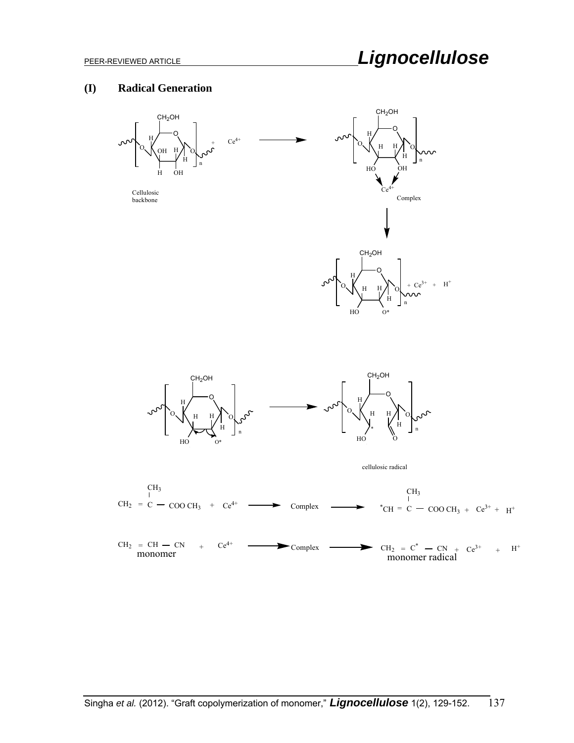## (I) Radical Generation

Cellulosic backbone + $Ce^{4+}$ → Complex → $+ Ce^{3+} + H^{+}$

cellulosic radical

$$CH_2 = C(CH_3) - COOCH_3 + Ce^{4+} \longrightarrow \text{Complex} \longrightarrow {}^{*}CH = C(CH_3) - COOCH_3 + Ce^{3+} + H^{+}$$

$$\underset{\text{monomer}}{CH_2 = CH - CN} + Ce^{4+} \longrightarrow \text{Complex} \longrightarrow \underset{\text{monomer radical}}{CH_2 = C^{*} - CN} + Ce^{3+} + H^{+}$$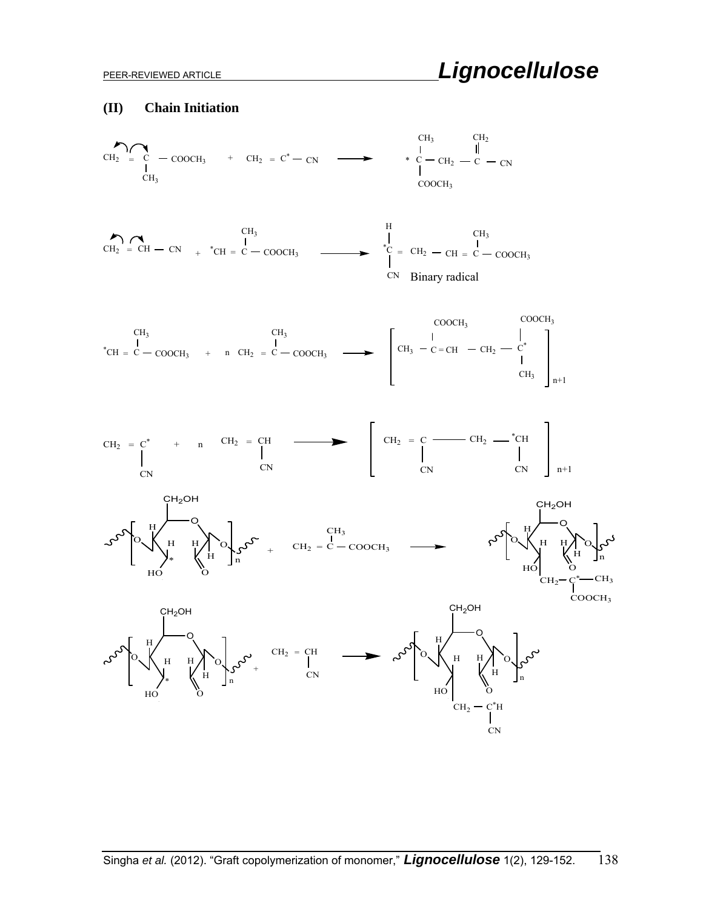### (II) Chain Initiation

$$CH_2 = \underset{CH_3}{\underset{|}{C}} - COOCH_3 \quad + \quad CH_2 = C^* - CN \longrightarrow {}^*\underset{COOCH_3}{\underset{|}{\overset{CH_3}{\overset{|}{C}}}} - CH_2 - \overset{CH_2}{\overset{\|}{C}} - CN$$

$$CH_2 = CH - CN \quad + \quad {}^*CH = \overset{CH_3}{\overset{|}{C}} - COOCH_3 \longrightarrow {}^*\underset{CN}{\underset{|}{\overset{H}{\overset{|}{C}}}} = CH_2 - CH = \overset{CH_3}{\overset{|}{C}} - COOCH_3$$

Binary radical

$${}^*CH = \overset{CH_3}{\overset{|}{C}} - COOCH_3 \quad + \quad n\ CH_2 = \overset{CH_3}{\overset{|}{C}} - COOCH_3 \longrightarrow \left[ CH_3 - \overset{COOCH_3}{\overset{|}{C}} = CH - CH_2 - \underset{CH_3}{\underset{|}{\overset{COOCH_3}{\overset{|}{C^*}}}} \right]_{n+1}$$

$$CH_2 = \underset{CN}{\underset{|}{C^*}} \quad + \quad n\ CH_2 = \underset{CN}{\underset{|}{CH}} \longrightarrow \left[ CH_2 = \underset{CN}{\underset{|}{C}} - CH_2 - \underset{CN}{\underset{|}{{}^*CH}} \right]_{n+1}$$

Cellulose radical (C* at HO-bearing carbon) $+ \ CH_2 = \overset{CH_3}{\overset{|}{C}} - COOCH_3 \longrightarrow$ Cellulose–$CH_2 - \underset{COOCH_3}{\underset{|}{C^*}} - CH_3$

Cellulose radical (C* at HO-bearing carbon) $+ \ CH_2 = \underset{CN}{\underset{|}{CH}} \longrightarrow$ Cellulose–$CH_2 - \underset{CN}{\underset{|}{C^*H}}$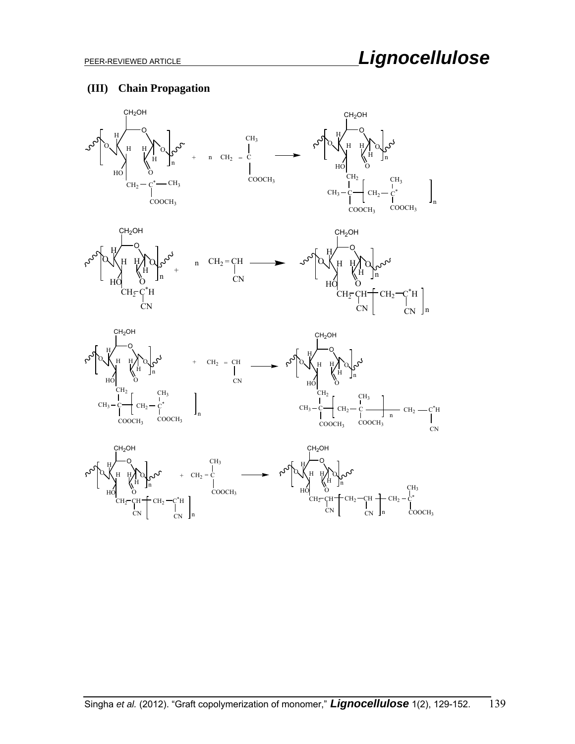**(III) Chain Propagation**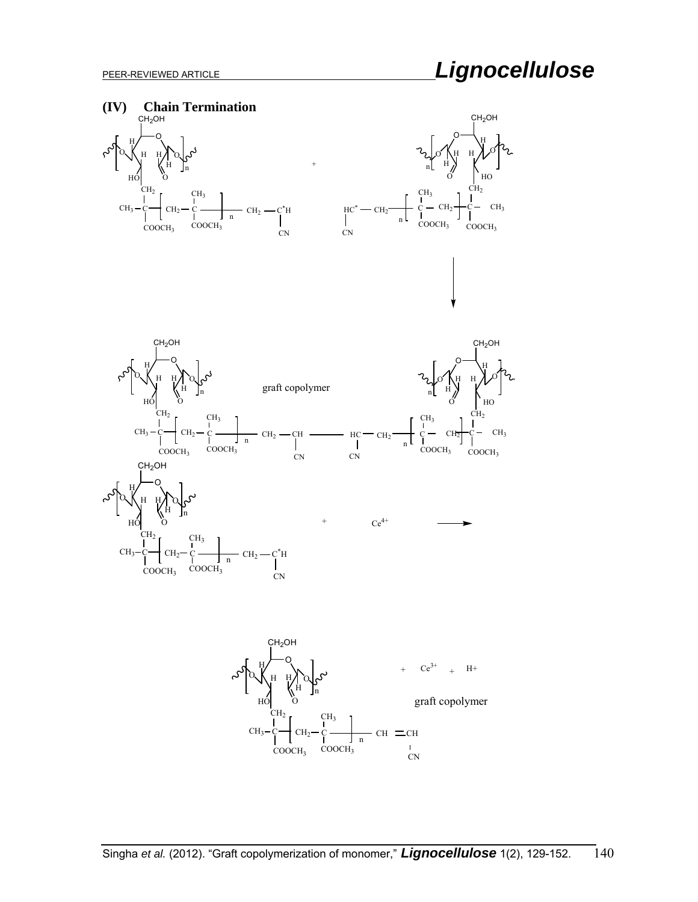## (IV) Chain Termination

graft copolymer

$+ \; Ce^{4+} \longrightarrow$

$+ \; Ce^{3+} \; + \; H^{+}$

graft copolymer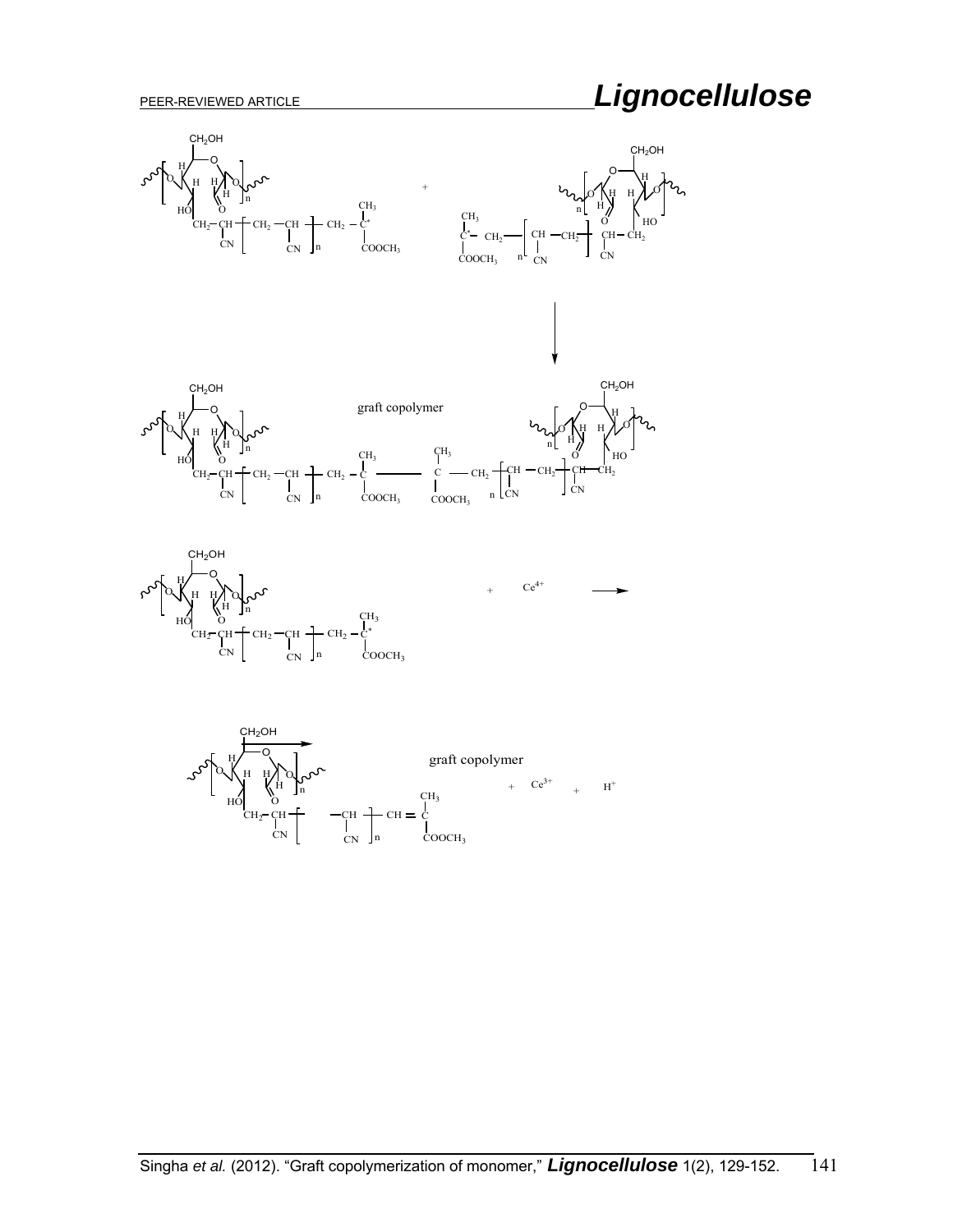graft copolymer

graft copolymer

$+ \quad Ce^{4+}$

$+ \quad Ce^{3+} \quad + \quad H^{+}$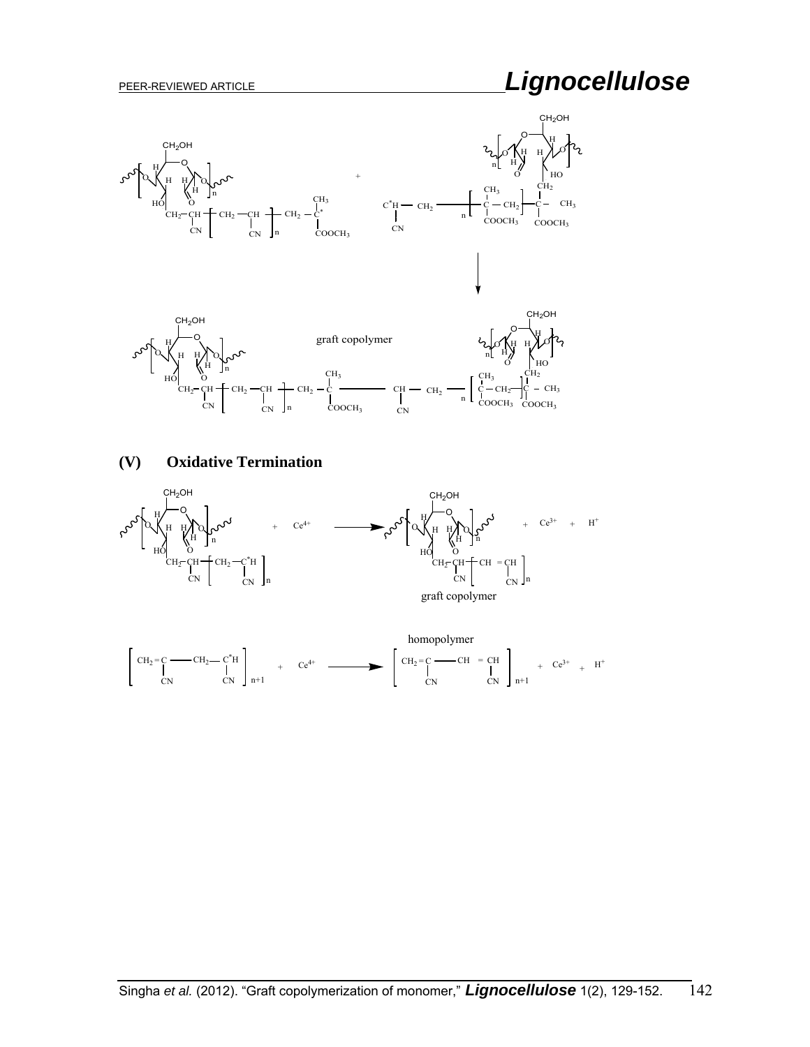graft copolymer

## (V) Oxidative Termination

graft copolymer

homopolymer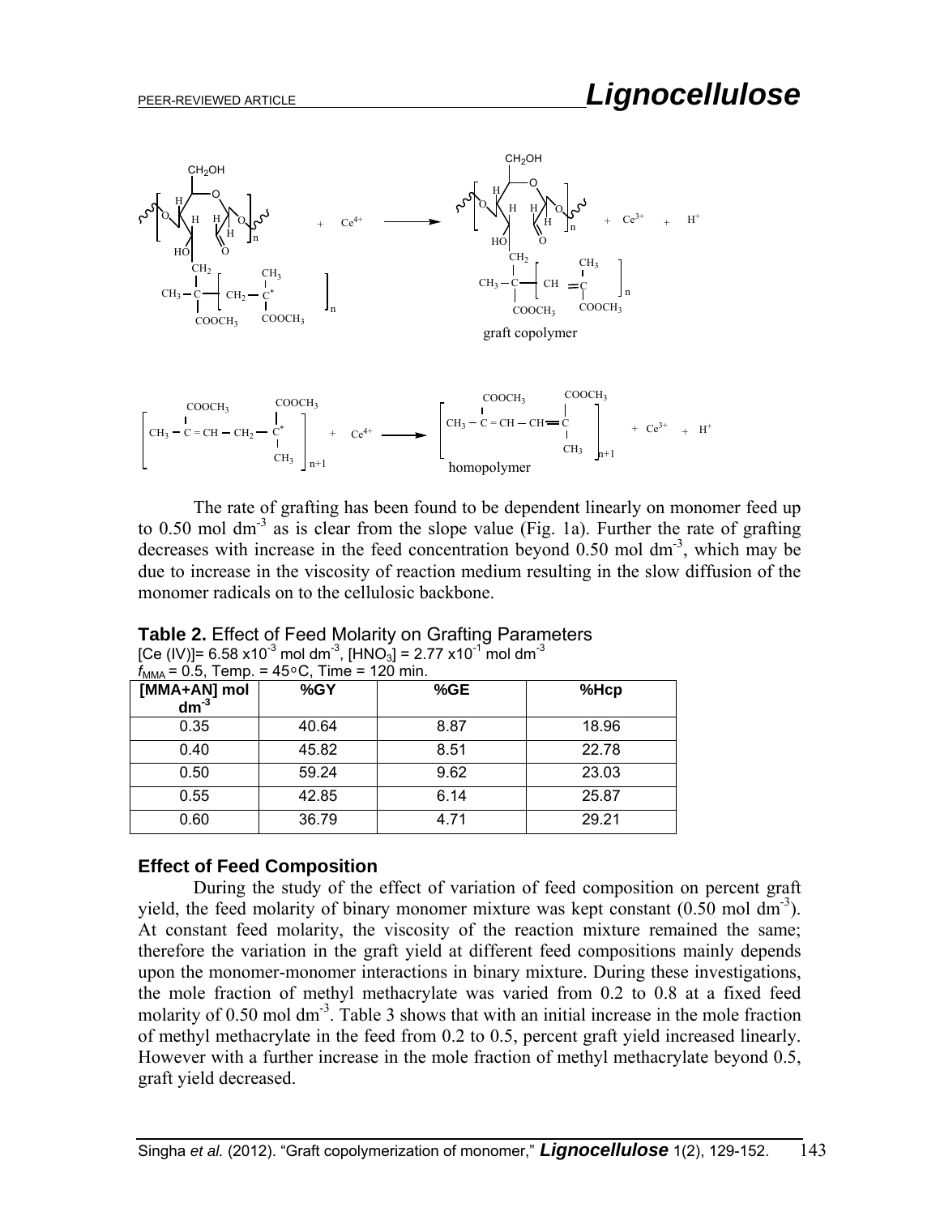$$\text{Cell}(\text{–CHO}) \cdots \text{CH}_2\text{–C(CH}_3\text{)(COOCH}_3\text{)}\left[\text{CH}_2\text{–C}^*\text{(CH}_3\text{)(COOCH}_3\text{)}\right]_n + Ce^{4+} \longrightarrow \text{graft copolymer} + Ce^{3+} + H^+$$

graft copolymer

$$\left[CH_3-\underset{COOCH_3}{C}=CH-CH_2-\overset{COOCH_3}{\underset{CH_3}{C^*}}\right]_{n+1} + Ce^{4+} \longrightarrow \left[CH_3-\underset{COOCH_3}{C}=CH-CH=\overset{COOCH_3}{\underset{CH_3}{C}}\right]_{n+1} + Ce^{3+} + H^+$$

homopolymer

The rate of grafting has been found to be dependent linearly on monomer feed up to 0.50 mol $dm^{-3}$ as is clear from the slope value (Fig. 1a). Further the rate of grafting decreases with increase in the feed concentration beyond 0.50 mol $dm^{-3}$, which may be due to increase in the viscosity of reaction medium resulting in the slow diffusion of the monomer radicals on to the cellulosic backbone.

**Table 2.** Effect of Feed Molarity on Grafting Parameters
[Ce (IV)]= 6.58 x$10^{-3}$ mol $dm^{-3}$, [$HNO_3$] = 2.77 x$10^{-1}$ mol $dm^{-3}$
$f_{MMA}$ = 0.5, Temp. = 45°C, Time = 120 min.

| [MMA+AN] mol $dm^{-3}$ | %GY | %GE | %Hcp |
|---|---|---|---|
| 0.35 | 40.64 | 8.87 | 18.96 |
| 0.40 | 45.82 | 8.51 | 22.78 |
| 0.50 | 59.24 | 9.62 | 23.03 |
| 0.55 | 42.85 | 6.14 | 25.87 |
| 0.60 | 36.79 | 4.71 | 29.21 |

### Effect of Feed Composition

During the study of the effect of variation of feed composition on percent graft yield, the feed molarity of binary monomer mixture was kept constant (0.50 mol $dm^{-3}$). At constant feed molarity, the viscosity of the reaction mixture remained the same; therefore the variation in the graft yield at different feed compositions mainly depends upon the monomer-monomer interactions in binary mixture. During these investigations, the mole fraction of methyl methacrylate was varied from 0.2 to 0.8 at a fixed feed molarity of 0.50 mol $dm^{-3}$. Table 3 shows that with an initial increase in the mole fraction of methyl methacrylate in the feed from 0.2 to 0.5, percent graft yield increased linearly. However with a further increase in the mole fraction of methyl methacrylate beyond 0.5, graft yield decreased.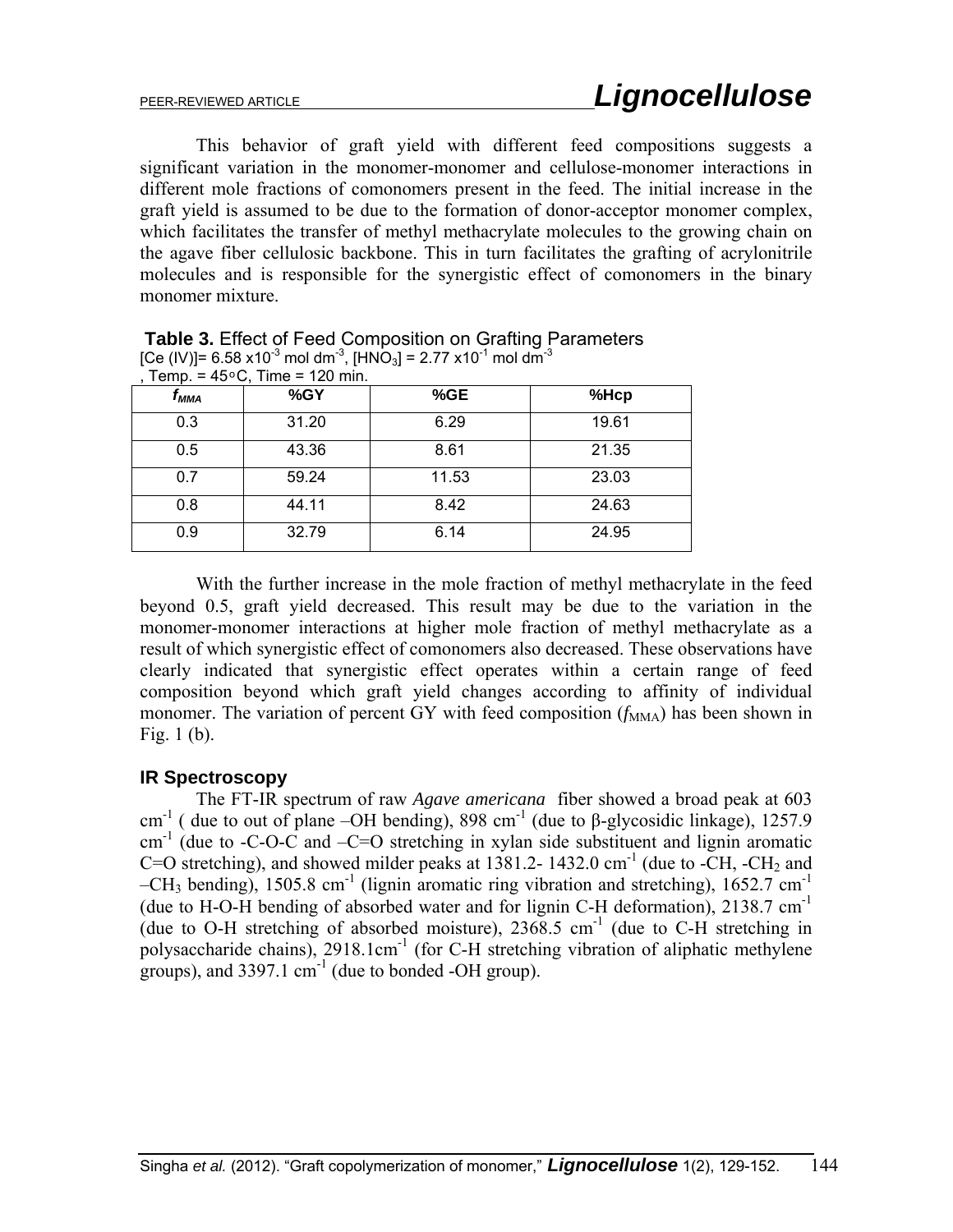This behavior of graft yield with different feed compositions suggests a significant variation in the monomer-monomer and cellulose-monomer interactions in different mole fractions of comonomers present in the feed. The initial increase in the graft yield is assumed to be due to the formation of donor-acceptor monomer complex, which facilitates the transfer of methyl methacrylate molecules to the growing chain on the agave fiber cellulosic backbone. This in turn facilitates the grafting of acrylonitrile molecules and is responsible for the synergistic effect of comonomers in the binary monomer mixture.

**Table 3.** Effect of Feed Composition on Grafting Parameters
[Ce (IV)]= 6.58 x$10^{-3}$ mol $dm^{-3}$, [$HNO_3$] = 2.77 x$10^{-1}$ mol $dm^{-3}$, Temp. = 45○C, Time = 120 min.

| $f_{MMA}$ | %GY | %GE | %Hcp |
|---|---|---|---|
| 0.3 | 31.20 | 6.29 | 19.61 |
| 0.5 | 43.36 | 8.61 | 21.35 |
| 0.7 | 59.24 | 11.53 | 23.03 |
| 0.8 | 44.11 | 8.42 | 24.63 |
| 0.9 | 32.79 | 6.14 | 24.95 |

With the further increase in the mole fraction of methyl methacrylate in the feed beyond 0.5, graft yield decreased. This result may be due to the variation in the monomer-monomer interactions at higher mole fraction of methyl methacrylate as a result of which synergistic effect of comonomers also decreased. These observations have clearly indicated that synergistic effect operates within a certain range of feed composition beyond which graft yield changes according to affinity of individual monomer. The variation of percent GY with feed composition ($f_{MMA}$) has been shown in Fig. 1 (b).

### IR Spectroscopy

The FT-IR spectrum of raw *Agave americana* fiber showed a broad peak at 603 $cm^{-1}$ ( due to out of plane –OH bending), 898 $cm^{-1}$ (due to β-glycosidic linkage), 1257.9 $cm^{-1}$ (due to -C-O-C and –C=O stretching in xylan side substituent and lignin aromatic C=O stretching), and showed milder peaks at 1381.2- 1432.0 $cm^{-1}$ (due to -CH, -$CH_2$ and –$CH_3$ bending), 1505.8 $cm^{-1}$ (lignin aromatic ring vibration and stretching), 1652.7 $cm^{-1}$ (due to H-O-H bending of absorbed water and for lignin C-H deformation), 2138.7 $cm^{-1}$ (due to O-H stretching of absorbed moisture), 2368.5 $cm^{-1}$ (due to C-H stretching in polysaccharide chains), 2918.1$cm^{-1}$ (for C-H stretching vibration of aliphatic methylene groups), and 3397.1 $cm^{-1}$ (due to bonded -OH group).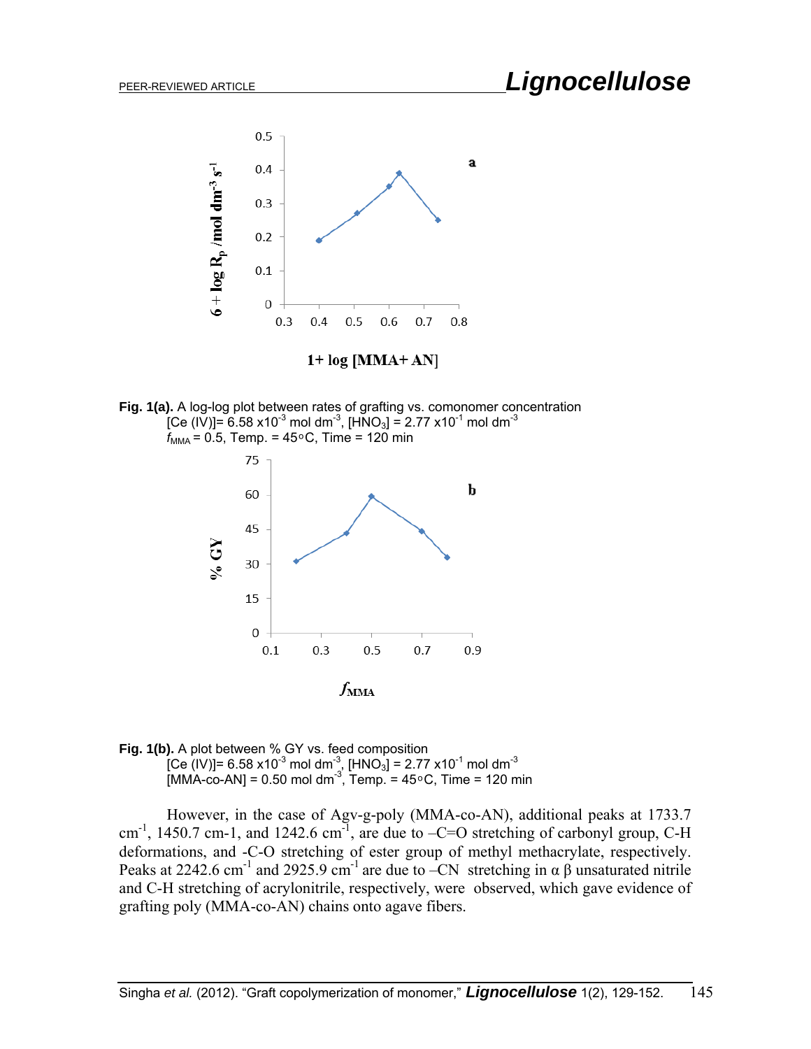**Fig. 1(a).** A log-log plot between rates of grafting vs. comonomer concentration [Ce (IV)]= 6.58 x$10^{-3}$ mol $dm^{-3}$, [$HNO_3$] = 2.77 x$10^{-1}$ mol $dm^{-3}$ $f_{MMA}$ = 0.5, Temp. = 45∘C, Time = 120 min

**Fig. 1(b).** A plot between % GY vs. feed composition [Ce (IV)]= 6.58 x$10^{-3}$ mol $dm^{-3}$, [$HNO_3$] = 2.77 x$10^{-1}$ mol $dm^{-3}$ [MMA-co-AN] = 0.50 mol $dm^{-3}$, Temp. = 45∘C, Time = 120 min

However, in the case of Agv-g-poly (MMA-co-AN), additional peaks at 1733.7 $cm^{-1}$, 1450.7 cm-1, and 1242.6 $cm^{-1}$, are due to –C=O stretching of carbonyl group, C-H deformations, and -C-O stretching of ester group of methyl methacrylate, respectively. Peaks at 2242.6 $cm^{-1}$ and 2925.9 $cm^{-1}$ are due to –CN stretching in α β unsaturated nitrile and C-H stretching of acrylonitrile, respectively, were observed, which gave evidence of grafting poly (MMA-co-AN) chains onto agave fibers.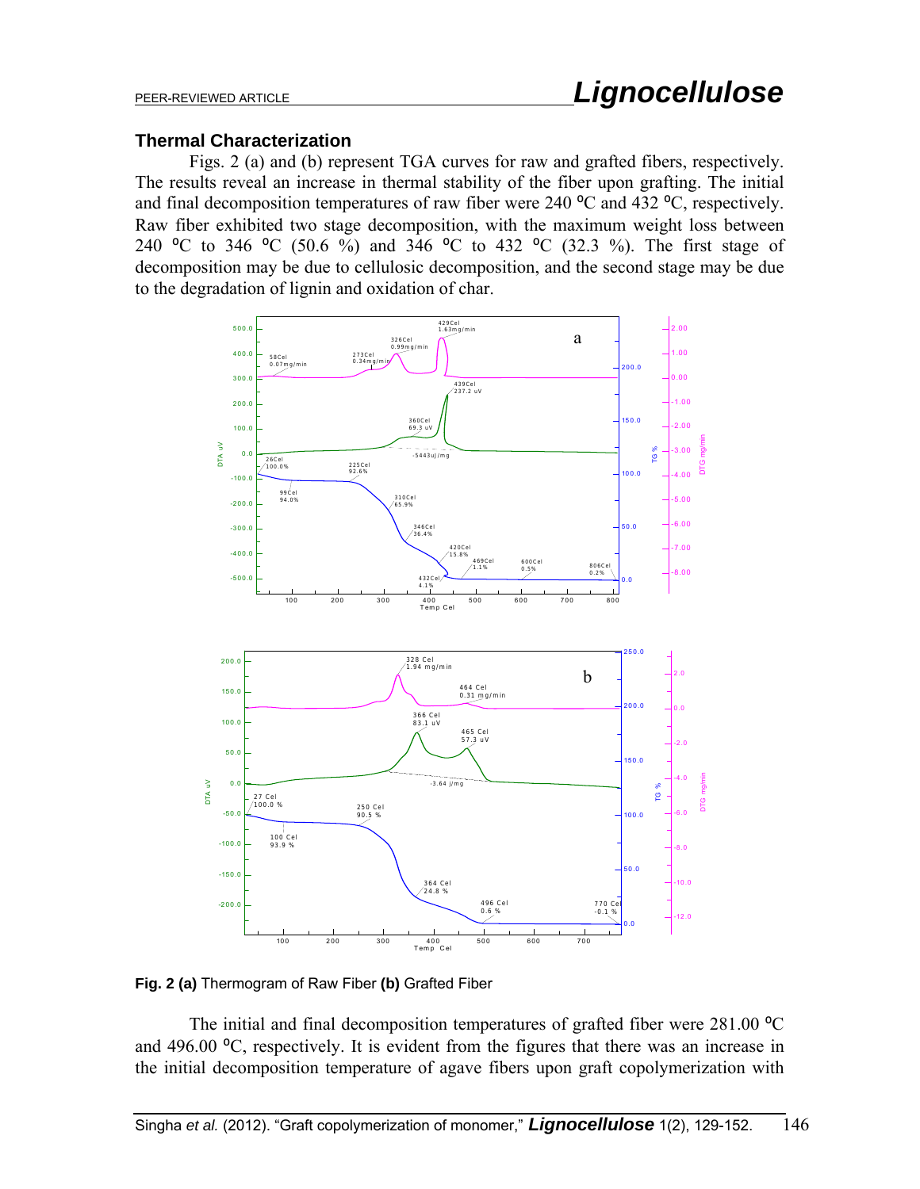## Thermal Characterization

Figs. 2 (a) and (b) represent TGA curves for raw and grafted fibers, respectively. The results reveal an increase in thermal stability of the fiber upon grafting. The initial and final decomposition temperatures of raw fiber were 240 ºC and 432 ºC, respectively. Raw fiber exhibited two stage decomposition, with the maximum weight loss between 240 ºC to 346 ºC (50.6 %) and 346 ºC to 432 ºC (32.3 %). The first stage of decomposition may be due to cellulosic decomposition, and the second stage may be due to the degradation of lignin and oxidation of char.

**Fig. 2 (a)** Thermogram of Raw Fiber **(b)** Grafted Fiber

The initial and final decomposition temperatures of grafted fiber were 281.00 ºC and 496.00 ºC, respectively. It is evident from the figures that there was an increase in the initial decomposition temperature of agave fibers upon graft copolymerization with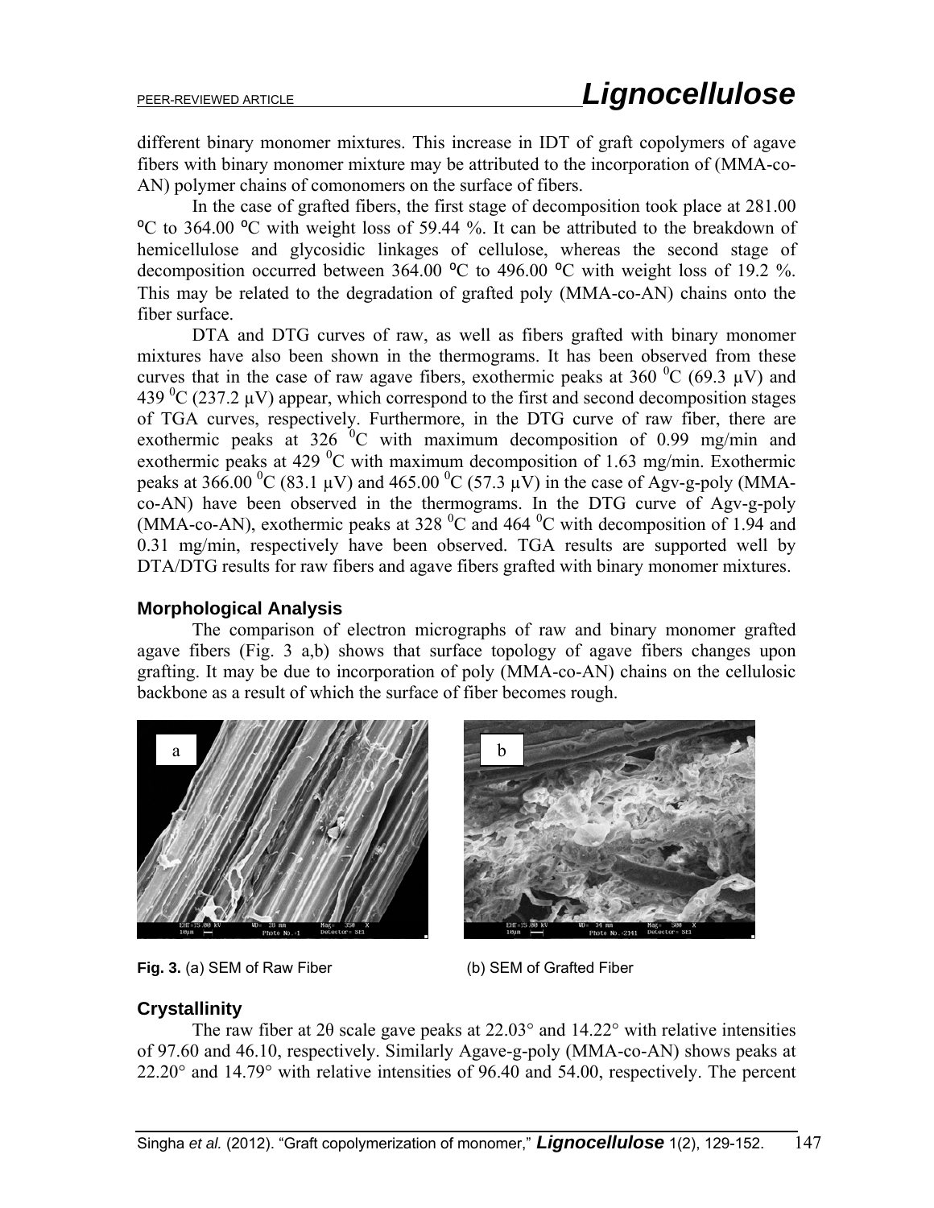different binary monomer mixtures. This increase in IDT of graft copolymers of agave fibers with binary monomer mixture may be attributed to the incorporation of (MMA-co-AN) polymer chains of comonomers on the surface of fibers.

In the case of grafted fibers, the first stage of decomposition took place at 281.00 ºC to 364.00 ºC with weight loss of 59.44 %. It can be attributed to the breakdown of hemicellulose and glycosidic linkages of cellulose, whereas the second stage of decomposition occurred between 364.00 ºC to 496.00 ºC with weight loss of 19.2 %. This may be related to the degradation of grafted poly (MMA-co-AN) chains onto the fiber surface.

DTA and DTG curves of raw, as well as fibers grafted with binary monomer mixtures have also been shown in the thermograms. It has been observed from these curves that in the case of raw agave fibers, exothermic peaks at 360 $^0$C (69.3 µV) and 439 $^0$C (237.2 µV) appear, which correspond to the first and second decomposition stages of TGA curves, respectively. Furthermore, in the DTG curve of raw fiber, there are exothermic peaks at 326 $^0$C with maximum decomposition of 0.99 mg/min and exothermic peaks at 429 $^0$C with maximum decomposition of 1.63 mg/min. Exothermic peaks at 366.00 $^0$C (83.1 µV) and 465.00 $^0$C (57.3 µV) in the case of Agv-g-poly (MMA-co-AN) have been observed in the thermograms. In the DTG curve of Agv-g-poly (MMA-co-AN), exothermic peaks at 328 $^0$C and 464 $^0$C with decomposition of 1.94 and 0.31 mg/min, respectively have been observed. TGA results are supported well by DTA/DTG results for raw fibers and agave fibers grafted with binary monomer mixtures.

### Morphological Analysis

The comparison of electron micrographs of raw and binary monomer grafted agave fibers (Fig. 3 a,b) shows that surface topology of agave fibers changes upon grafting. It may be due to incorporation of poly (MMA-co-AN) chains on the cellulosic backbone as a result of which the surface of fiber becomes rough.

**Fig. 3.** (a) SEM of Raw Fiber (b) SEM of Grafted Fiber

### Crystallinity

The raw fiber at 2θ scale gave peaks at 22.03° and 14.22° with relative intensities of 97.60 and 46.10, respectively. Similarly Agave-g-poly (MMA-co-AN) shows peaks at 22.20° and 14.79° with relative intensities of 96.40 and 54.00, respectively. The percent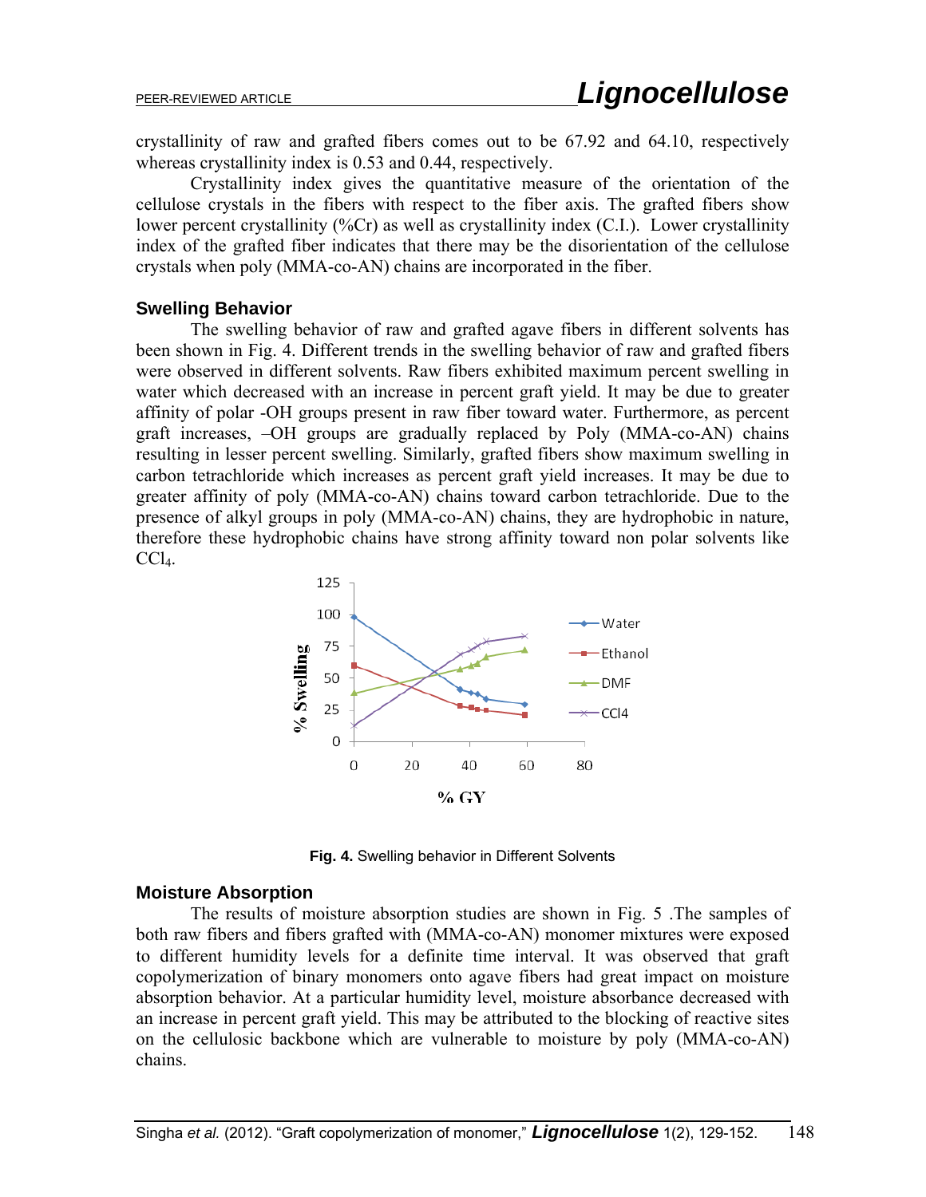crystallinity of raw and grafted fibers comes out to be 67.92 and 64.10, respectively whereas crystallinity index is 0.53 and 0.44, respectively.

Crystallinity index gives the quantitative measure of the orientation of the cellulose crystals in the fibers with respect to the fiber axis. The grafted fibers show lower percent crystallinity (%Cr) as well as crystallinity index (C.I.). Lower crystallinity index of the grafted fiber indicates that there may be the disorientation of the cellulose crystals when poly (MMA-co-AN) chains are incorporated in the fiber.

## Swelling Behavior

The swelling behavior of raw and grafted agave fibers in different solvents has been shown in Fig. 4. Different trends in the swelling behavior of raw and grafted fibers were observed in different solvents. Raw fibers exhibited maximum percent swelling in water which decreased with an increase in percent graft yield. It may be due to greater affinity of polar -OH groups present in raw fiber toward water. Furthermore, as percent graft increases, –OH groups are gradually replaced by Poly (MMA-co-AN) chains resulting in lesser percent swelling. Similarly, grafted fibers show maximum swelling in carbon tetrachloride which increases as percent graft yield increases. It may be due to greater affinity of poly (MMA-co-AN) chains toward carbon tetrachloride. Due to the presence of alkyl groups in poly (MMA-co-AN) chains, they are hydrophobic in nature, therefore these hydrophobic chains have strong affinity toward non polar solvents like $CCl_4$.

**Fig. 4.** Swelling behavior in Different Solvents

## Moisture Absorption

The results of moisture absorption studies are shown in Fig. 5 .The samples of both raw fibers and fibers grafted with (MMA-co-AN) monomer mixtures were exposed to different humidity levels for a definite time interval. It was observed that graft copolymerization of binary monomers onto agave fibers had great impact on moisture absorption behavior. At a particular humidity level, moisture absorbance decreased with an increase in percent graft yield. This may be attributed to the blocking of reactive sites on the cellulosic backbone which are vulnerable to moisture by poly (MMA-co-AN) chains.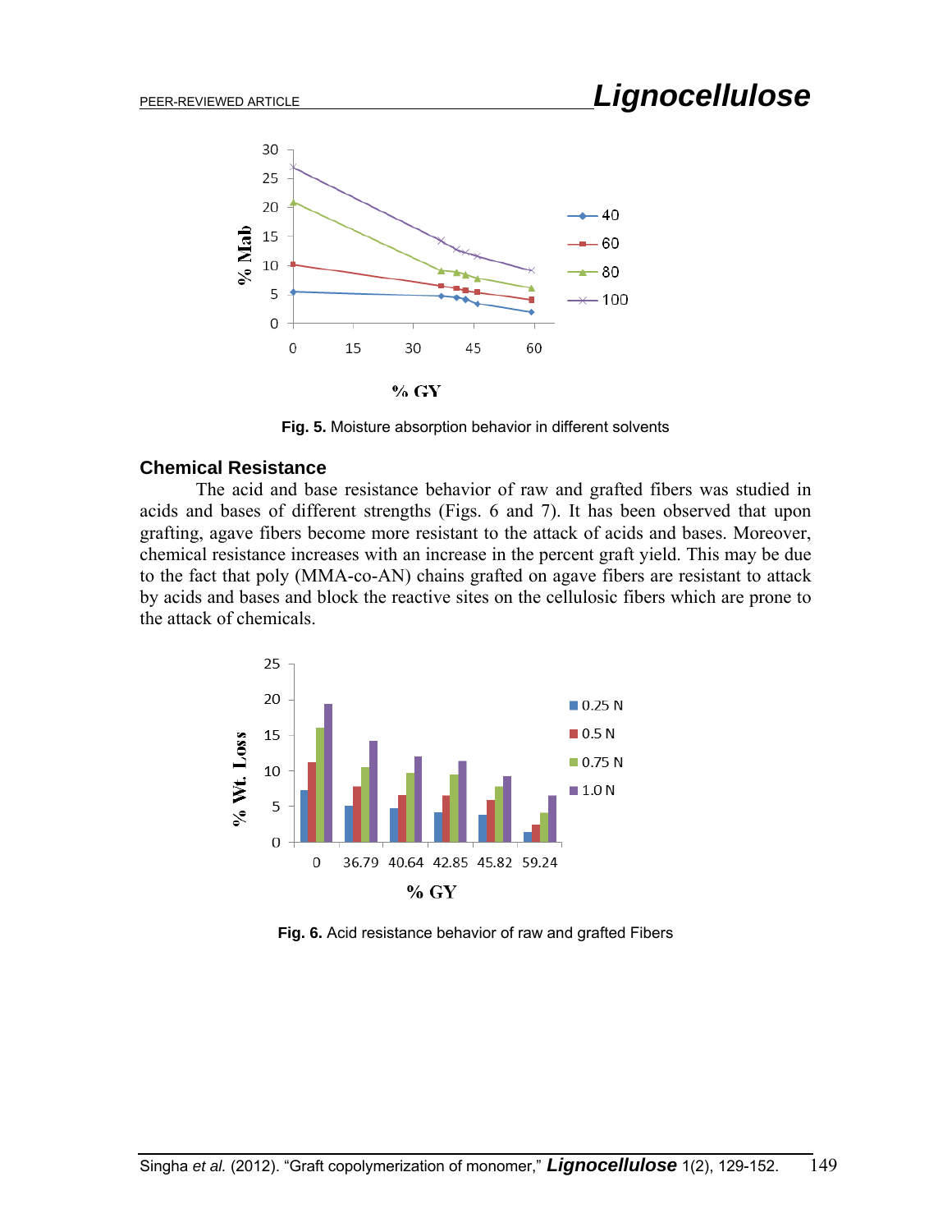Fig. 5. Moisture absorption behavior in different solvents

## Chemical Resistance

The acid and base resistance behavior of raw and grafted fibers was studied in acids and bases of different strengths (Figs. 6 and 7). It has been observed that upon grafting, agave fibers become more resistant to the attack of acids and bases. Moreover, chemical resistance increases with an increase in the percent graft yield. This may be due to the fact that poly (MMA-co-AN) chains grafted on agave fibers are resistant to attack by acids and bases and block the reactive sites on the cellulosic fibers which are prone to the attack of chemicals.

Fig. 6. Acid resistance behavior of raw and grafted Fibers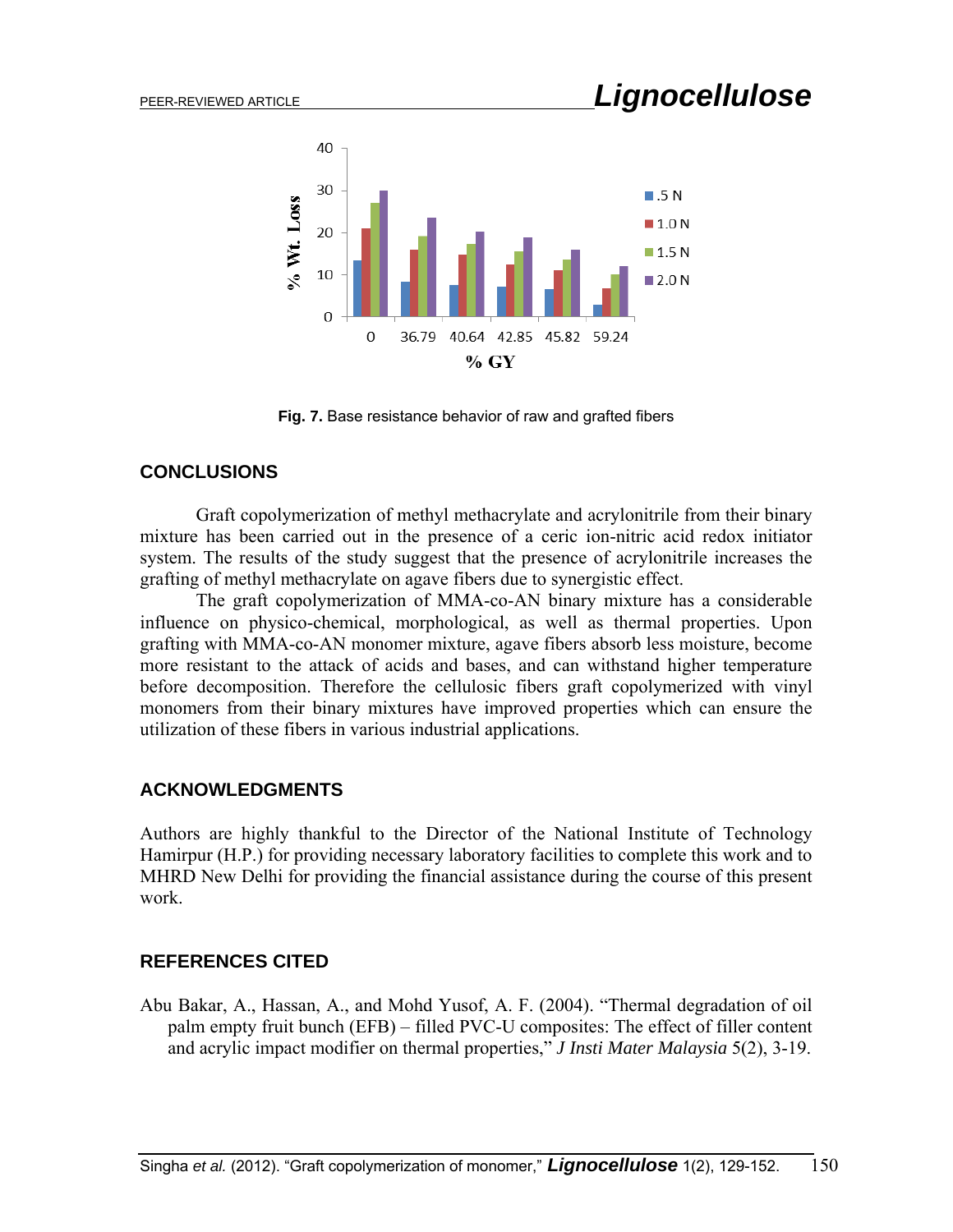Fig. 7. Base resistance behavior of raw and grafted fibers

## CONCLUSIONS

Graft copolymerization of methyl methacrylate and acrylonitrile from their binary mixture has been carried out in the presence of a ceric ion-nitric acid redox initiator system. The results of the study suggest that the presence of acrylonitrile increases the grafting of methyl methacrylate on agave fibers due to synergistic effect.

The graft copolymerization of MMA-co-AN binary mixture has a considerable influence on physico-chemical, morphological, as well as thermal properties. Upon grafting with MMA-co-AN monomer mixture, agave fibers absorb less moisture, become more resistant to the attack of acids and bases, and can withstand higher temperature before decomposition. Therefore the cellulosic fibers graft copolymerized with vinyl monomers from their binary mixtures have improved properties which can ensure the utilization of these fibers in various industrial applications.

## ACKNOWLEDGMENTS

Authors are highly thankful to the Director of the National Institute of Technology Hamirpur (H.P.) for providing necessary laboratory facilities to complete this work and to MHRD New Delhi for providing the financial assistance during the course of this present work.

## REFERENCES CITED

Abu Bakar, A., Hassan, A., and Mohd Yusof, A. F. (2004). "Thermal degradation of oil palm empty fruit bunch (EFB) – filled PVC-U composites: The effect of filler content and acrylic impact modifier on thermal properties," *J Insti Mater Malaysia* 5(2), 3-19.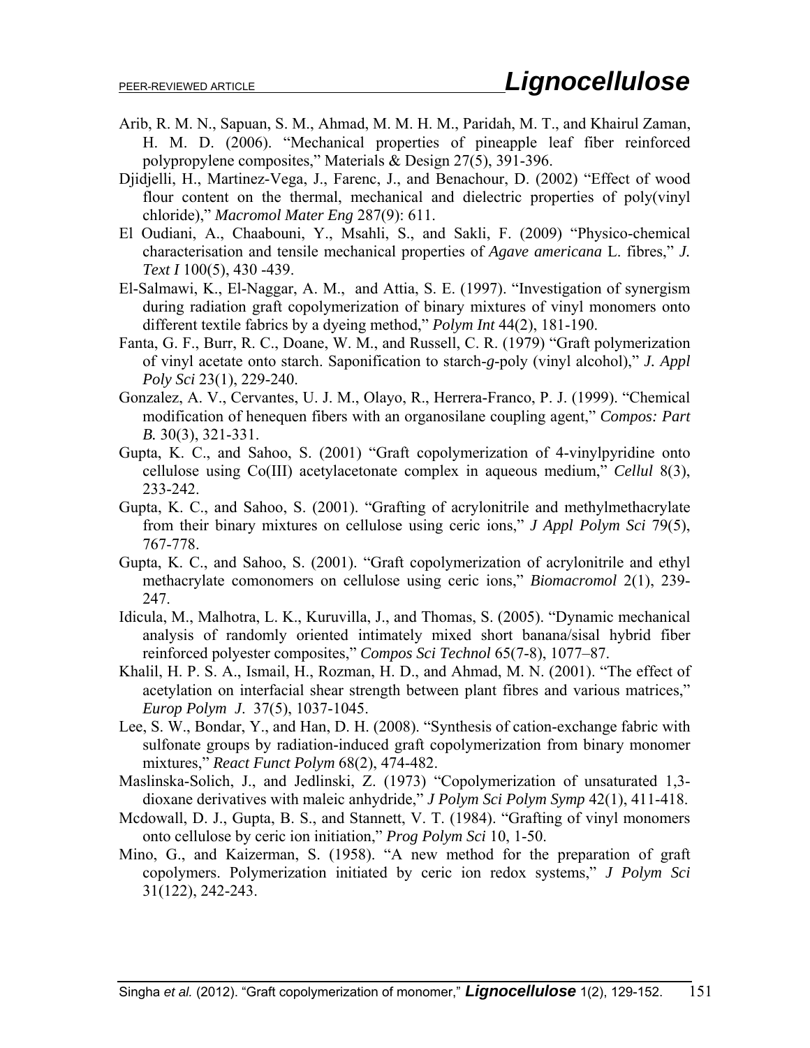Arib, R. M. N., Sapuan, S. M., Ahmad, M. M. H. M., Paridah, M. T., and Khairul Zaman, H. M. D. (2006). "Mechanical properties of pineapple leaf fiber reinforced polypropylene composites," Materials & Design 27(5), 391-396.

Djidjelli, H., Martinez-Vega, J., Farenc, J., and Benachour, D. (2002) "Effect of wood flour content on the thermal, mechanical and dielectric properties of poly(vinyl chloride)," *Macromol Mater Eng* 287(9): 611.

El Oudiani, A., Chaabouni, Y., Msahli, S., and Sakli, F. (2009) "Physico-chemical characterisation and tensile mechanical properties of *Agave americana* L. fibres," *J. Text I* 100(5), 430 -439.

El-Salmawi, K., El-Naggar, A. M., and Attia, S. E. (1997). "Investigation of synergism during radiation graft copolymerization of binary mixtures of vinyl monomers onto different textile fabrics by a dyeing method," *Polym Int* 44(2), 181-190.

Fanta, G. F., Burr, R. C., Doane, W. M., and Russell, C. R. (1979) "Graft polymerization of vinyl acetate onto starch. Saponification to starch-*g*-poly (vinyl alcohol)," *J. Appl Poly Sci* 23(1), 229-240.

Gonzalez, A. V., Cervantes, U. J. M., Olayo, R., Herrera-Franco, P. J. (1999). "Chemical modification of henequen fibers with an organosilane coupling agent," *Compos: Part B.* 30(3), 321-331.

Gupta, K. C., and Sahoo, S. (2001) "Graft copolymerization of 4-vinylpyridine onto cellulose using Co(III) acetylacetonate complex in aqueous medium," *Cellul* 8(3), 233-242.

Gupta, K. C., and Sahoo, S. (2001). "Grafting of acrylonitrile and methylmethacrylate from their binary mixtures on cellulose using ceric ions," *J Appl Polym Sci* 79(5), 767-778.

Gupta, K. C., and Sahoo, S. (2001). "Graft copolymerization of acrylonitrile and ethyl methacrylate comonomers on cellulose using ceric ions," *Biomacromol* 2(1), 239-247.

Idicula, M., Malhotra, L. K., Kuruvilla, J., and Thomas, S. (2005). "Dynamic mechanical analysis of randomly oriented intimately mixed short banana/sisal hybrid fiber reinforced polyester composites," *Compos Sci Technol* 65(7-8), 1077–87.

Khalil, H. P. S. A., Ismail, H., Rozman, H. D., and Ahmad, M. N. (2001). "The effect of acetylation on interfacial shear strength between plant fibres and various matrices," *Europ Polym J*. 37(5), 1037-1045.

Lee, S. W., Bondar, Y., and Han, D. H. (2008). "Synthesis of cation-exchange fabric with sulfonate groups by radiation-induced graft copolymerization from binary monomer mixtures," *React Funct Polym* 68(2), 474-482.

Maslinska-Solich, J., and Jedlinski, Z. (1973) "Copolymerization of unsaturated 1,3-dioxane derivatives with maleic anhydride," *J Polym Sci Polym Symp* 42(1), 411-418.

Mcdowall, D. J., Gupta, B. S., and Stannett, V. T. (1984). "Grafting of vinyl monomers onto cellulose by ceric ion initiation," *Prog Polym Sci* 10, 1-50.

Mino, G., and Kaizerman, S. (1958). "A new method for the preparation of graft copolymers. Polymerization initiated by ceric ion redox systems," *J Polym Sci* 31(122), 242-243.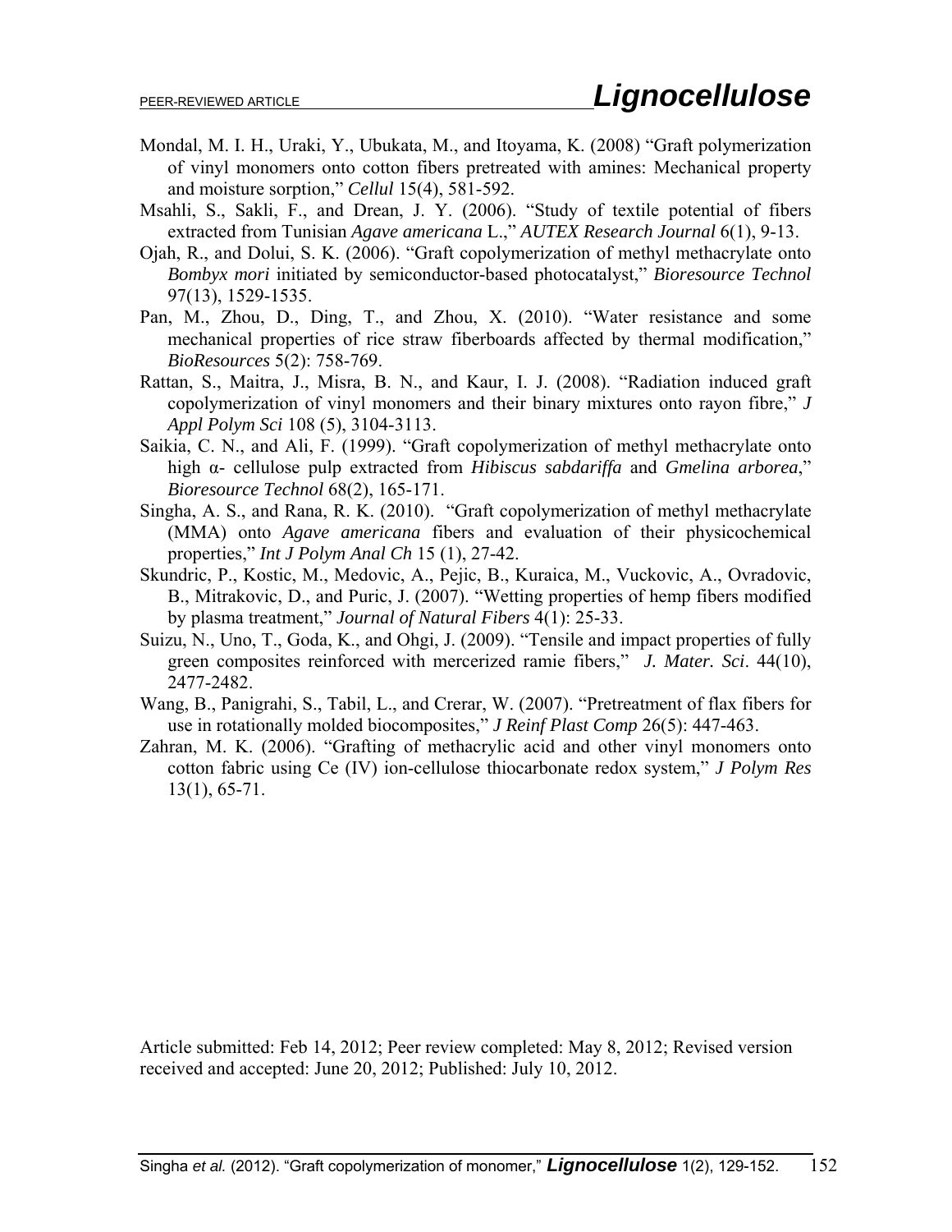Mondal, M. I. H., Uraki, Y., Ubukata, M., and Itoyama, K. (2008) "Graft polymerization of vinyl monomers onto cotton fibers pretreated with amines: Mechanical property and moisture sorption," *Cellul* 15(4), 581-592.

Msahli, S., Sakli, F., and Drean, J. Y. (2006). "Study of textile potential of fibers extracted from Tunisian *Agave americana* L.," *AUTEX Research Journal* 6(1), 9-13.

Ojah, R., and Dolui, S. K. (2006). "Graft copolymerization of methyl methacrylate onto *Bombyx mori* initiated by semiconductor-based photocatalyst," *Bioresource Technol* 97(13), 1529-1535.

Pan, M., Zhou, D., Ding, T., and Zhou, X. (2010). "Water resistance and some mechanical properties of rice straw fiberboards affected by thermal modification," *BioResources* 5(2): 758-769.

Rattan, S., Maitra, J., Misra, B. N., and Kaur, I. J. (2008). "Radiation induced graft copolymerization of vinyl monomers and their binary mixtures onto rayon fibre," *J Appl Polym Sci* 108 (5), 3104-3113.

Saikia, C. N., and Ali, F. (1999). "Graft copolymerization of methyl methacrylate onto high α- cellulose pulp extracted from *Hibiscus sabdariffa* and *Gmelina arborea*," *Bioresource Technol* 68(2), 165-171.

Singha, A. S., and Rana, R. K. (2010). "Graft copolymerization of methyl methacrylate (MMA) onto *Agave americana* fibers and evaluation of their physicochemical properties," *Int J Polym Anal Ch* 15 (1), 27-42.

Skundric, P., Kostic, M., Medovic, A., Pejic, B., Kuraica, M., Vuckovic, A., Ovradovic, B., Mitrakovic, D., and Puric, J. (2007). "Wetting properties of hemp fibers modified by plasma treatment," *Journal of Natural Fibers* 4(1): 25-33.

Suizu, N., Uno, T., Goda, K., and Ohgi, J. (2009). "Tensile and impact properties of fully green composites reinforced with mercerized ramie fibers," *J. Mater. Sci*. 44(10), 2477-2482.

Wang, B., Panigrahi, S., Tabil, L., and Crerar, W. (2007). "Pretreatment of flax fibers for use in rotationally molded biocomposites," *J Reinf Plast Comp* 26(5): 447-463.

Zahran, M. K. (2006). "Grafting of methacrylic acid and other vinyl monomers onto cotton fabric using Ce (IV) ion-cellulose thiocarbonate redox system," *J Polym Res* 13(1), 65-71.

Article submitted: Feb 14, 2012; Peer review completed: May 8, 2012; Revised version received and accepted: June 20, 2012; Published: July 10, 2012.